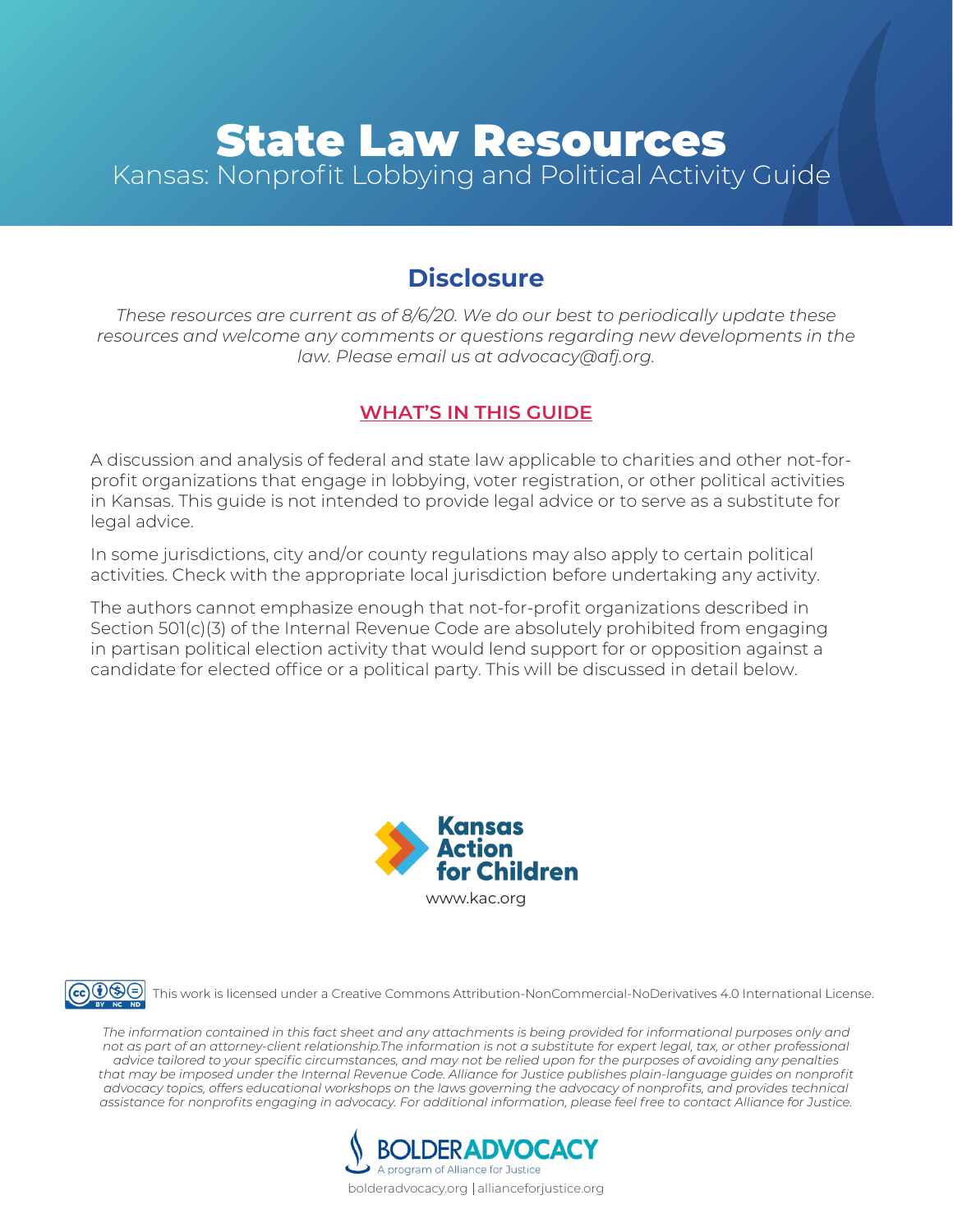# State Law Resources

Kansas: Nonprofit Lobbying and Political Activity Guide

## Disclosure

*These resources are current as of 8/6/20. We do our best to periodically update these resources and welcome any comments or questions regarding new developments in the law. Please email us at advocacy@afj.org.*

### WHAT'S IN THIS GUIDE

A discussion and analysis of federal and state law applicable to charities and other not-for-profit organizations that engage in lobbying, voter registration, or other political activities in Kansas. This guide is not intended to provide legal advice or to serve as a substitute for legal advice.

In some jurisdictions, city and/or county regulations may also apply to certain political activities. Check with the appropriate local jurisdiction before undertaking any activity.

The authors cannot emphasize enough that not-for-profit organizations described in Section 501(c)(3) of the Internal Revenue Code are absolutely prohibited from engaging in partisan political election activity that would lend support for or opposition against a candidate for elected office or a political party. This will be discussed in detail below.

Kansas Action for Children

www.kac.org

This work is licensed under a Creative Commons Attribution-NonCommercial-NoDerivatives 4.0 International License.

*The information contained in this fact sheet and any attachments is being provided for informational purposes only and not as part of an attorney-client relationship.The information is not a substitute for expert legal, tax, or other professional advice tailored to your specific circumstances, and may not be relied upon for the purposes of avoiding any penalties that may be imposed under the Internal Revenue Code. Alliance for Justice publishes plain-language guides on nonprofit advocacy topics, offers educational workshops on the laws governing the advocacy of nonprofits, and provides technical assistance for nonprofits engaging in advocacy. For additional information, please feel free to contact Alliance for Justice.*

BOLDER ADVOCACY

A program of Alliance for Justice

bolderadvocacy.org | allianceforjustice.org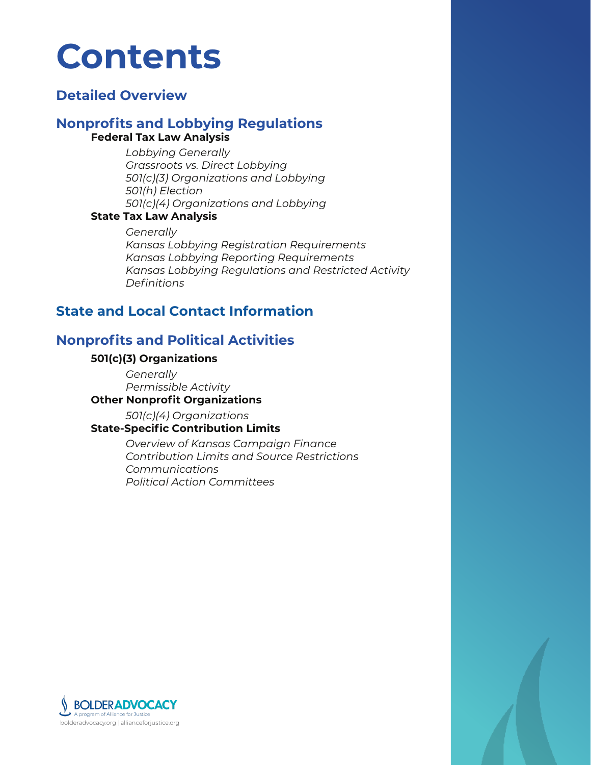# Contents

## Detailed Overview

## Nonprofits and Lobbying Regulations

### Federal Tax Law Analysis

*Lobbying Generally*
*Grassroots vs. Direct Lobbying*
*501(c)(3) Organizations and Lobbying*
*501(h) Election*
*501(c)(4) Organizations and Lobbying*

### State Tax Law Analysis

*Generally*
*Kansas Lobbying Registration Requirements*
*Kansas Lobbying Reporting Requirements*
*Kansas Lobbying Regulations and Restricted Activity Definitions*

## State and Local Contact Information

## Nonprofits and Political Activities

### 501(c)(3) Organizations

*Generally*
*Permissible Activity*

### Other Nonprofit Organizations

*501(c)(4) Organizations*

### State-Specific Contribution Limits

*Overview of Kansas Campaign Finance*
*Contribution Limits and Source Restrictions*
*Communications*
*Political Action Committees*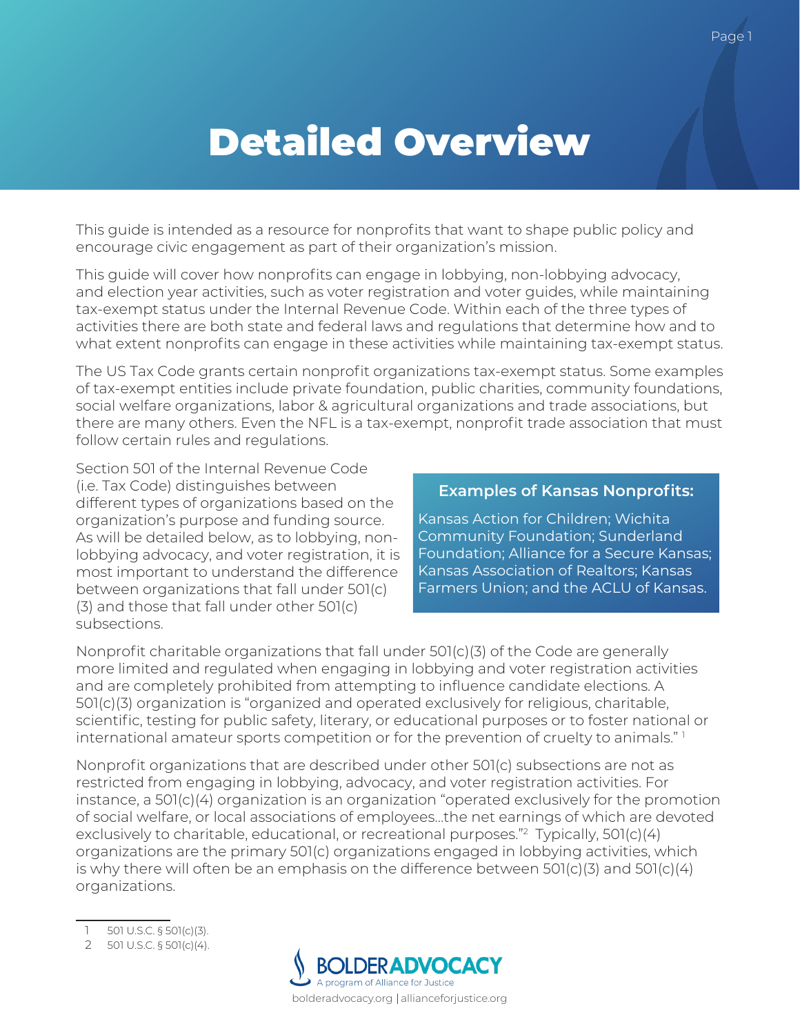# Detailed Overview

This guide is intended as a resource for nonprofits that want to shape public policy and encourage civic engagement as part of their organization's mission.

This guide will cover how nonprofits can engage in lobbying, non-lobbying advocacy, and election year activities, such as voter registration and voter guides, while maintaining tax-exempt status under the Internal Revenue Code. Within each of the three types of activities there are both state and federal laws and regulations that determine how and to what extent nonprofits can engage in these activities while maintaining tax-exempt status.

The US Tax Code grants certain nonprofit organizations tax-exempt status. Some examples of tax-exempt entities include private foundation, public charities, community foundations, social welfare organizations, labor & agricultural organizations and trade associations, but there are many others. Even the NFL is a tax-exempt, nonprofit trade association that must follow certain rules and regulations.

Section 501 of the Internal Revenue Code (i.e. Tax Code) distinguishes between different types of organizations based on the organization's purpose and funding source. As will be detailed below, as to lobbying, non-lobbying advocacy, and voter registration, it is most important to understand the difference between organizations that fall under 501(c)(3) and those that fall under other 501(c) subsections.

**Examples of Kansas Nonprofits:**

Kansas Action for Children; Wichita Community Foundation; Sunderland Foundation; Alliance for a Secure Kansas; Kansas Association of Realtors; Kansas Farmers Union; and the ACLU of Kansas.

Nonprofit charitable organizations that fall under 501(c)(3) of the Code are generally more limited and regulated when engaging in lobbying and voter registration activities and are completely prohibited from attempting to influence candidate elections. A 501(c)(3) organization is "organized and operated exclusively for religious, charitable, scientific, testing for public safety, literary, or educational purposes or to foster national or international amateur sports competition or for the prevention of cruelty to animals." [1]

Nonprofit organizations that are described under other 501(c) subsections are not as restricted from engaging in lobbying, advocacy, and voter registration activities. For instance, a 501(c)(4) organization is an organization "operated exclusively for the promotion of social welfare, or local associations of employees...the net earnings of which are devoted exclusively to charitable, educational, or recreational purposes."[2] Typically, 501(c)(4) organizations are the primary 501(c) organizations engaged in lobbying activities, which is why there will often be an emphasis on the difference between 501(c)(3) and 501(c)(4) organizations.

---

1 501 U.S.C. § 501(c)(3).

2 501 U.S.C. § 501(c)(4).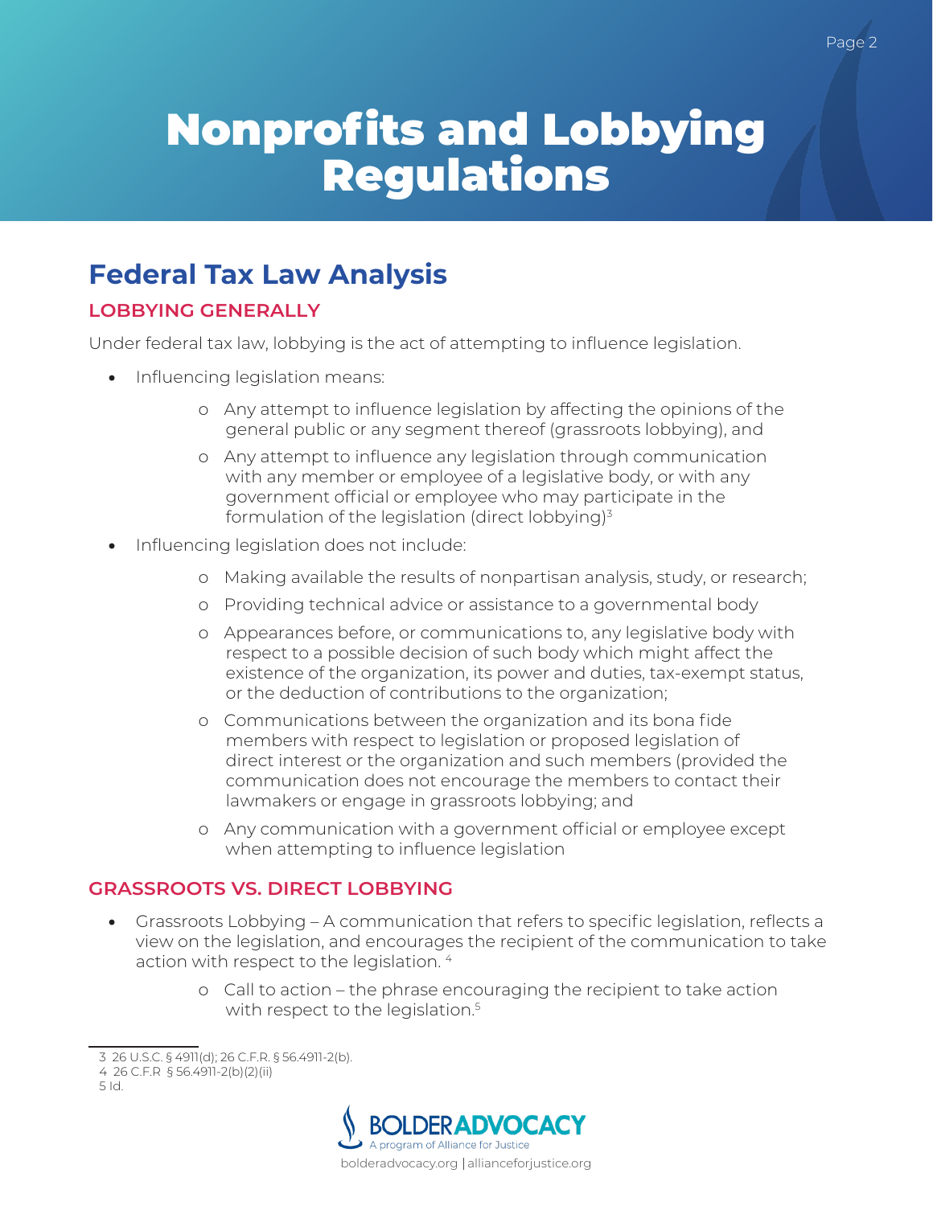# Nonprofits and Lobbying Regulations

## Federal Tax Law Analysis

### LOBBYING GENERALLY

Under federal tax law, lobbying is the act of attempting to influence legislation.

- Influencing legislation means:
  - Any attempt to influence legislation by affecting the opinions of the general public or any segment thereof (grassroots lobbying), and
  - Any attempt to influence any legislation through communication with any member or employee of a legislative body, or with any government official or employee who may participate in the formulation of the legislation (direct lobbying)[3]
- Influencing legislation does not include:
  - Making available the results of nonpartisan analysis, study, or research;
  - Providing technical advice or assistance to a governmental body
  - Appearances before, or communications to, any legislative body with respect to a possible decision of such body which might affect the existence of the organization, its power and duties, tax-exempt status, or the deduction of contributions to the organization;
  - Communications between the organization and its bona fide members with respect to legislation or proposed legislation of direct interest or the organization and such members (provided the communication does not encourage the members to contact their lawmakers or engage in grassroots lobbying; and
  - Any communication with a government official or employee except when attempting to influence legislation

### GRASSROOTS VS. DIRECT LOBBYING

- Grassroots Lobbying – A communication that refers to specific legislation, reflects a view on the legislation, and encourages the recipient of the communication to take action with respect to the legislation. [4]
  - Call to action – the phrase encouraging the recipient to take action with respect to the legislation.[5]

---

3 26 U.S.C. § 4911(d); 26 C.F.R. § 56.4911-2(b).
4 26 C.F.R § 56.4911-2(b)(2)(ii)
5 Id.

BOLDERADVOCACY
A program of Alliance for Justice
bolderadvocacy.org | allianceforjustice.org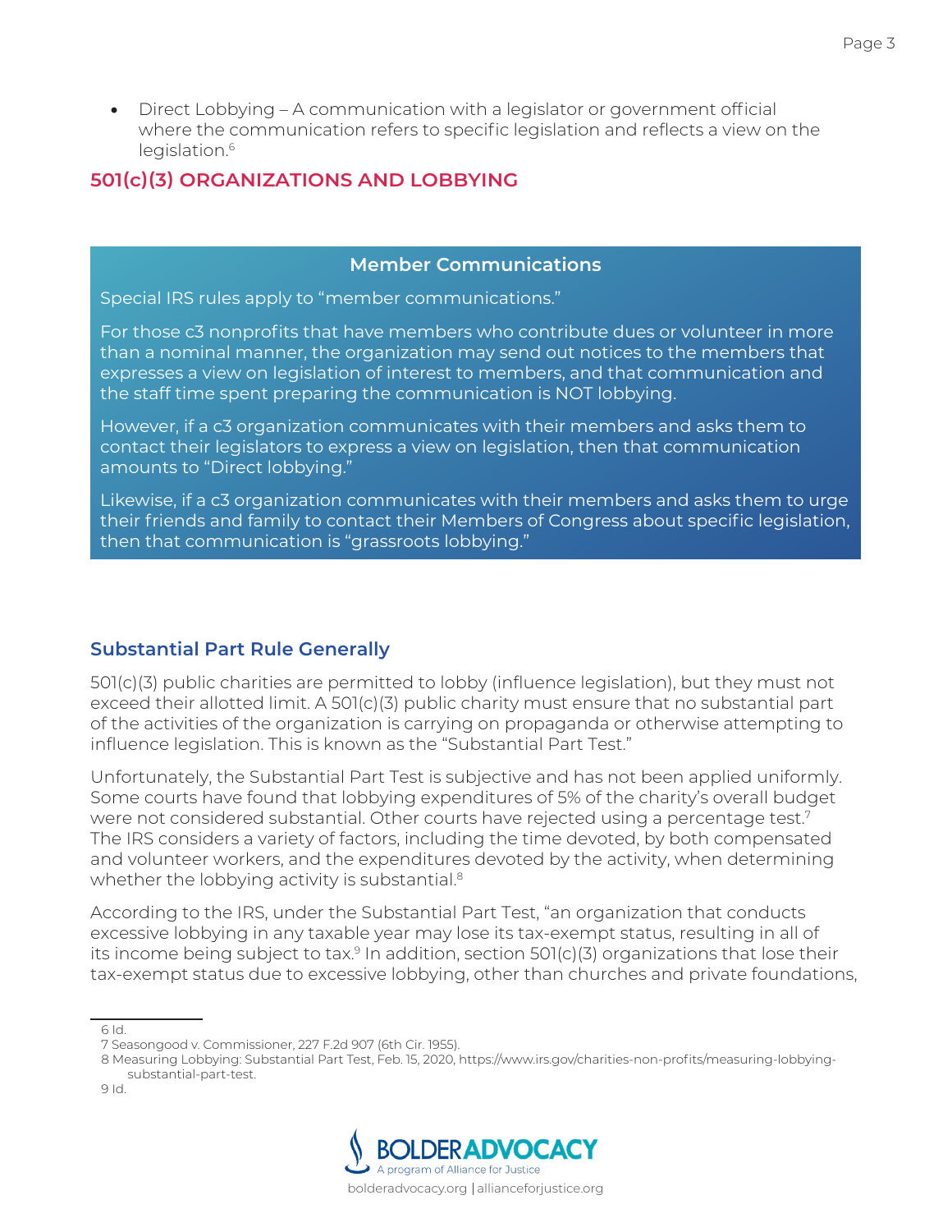- Direct Lobbying – A communication with a legislator or government official where the communication refers to specific legislation and reflects a view on the legislation.[6]

## 501(c)(3) ORGANIZATIONS AND LOBBYING

> **Member Communications**
>
> Special IRS rules apply to "member communications."
>
> For those c3 nonprofits that have members who contribute dues or volunteer in more than a nominal manner, the organization may send out notices to the members that expresses a view on legislation of interest to members, and that communication and the staff time spent preparing the communication is NOT lobbying.
>
> However, if a c3 organization communicates with their members and asks them to contact their legislators to express a view on legislation, then that communication amounts to "Direct lobbying."
>
> Likewise, if a c3 organization communicates with their members and asks them to urge their friends and family to contact their Members of Congress about specific legislation, then that communication is "grassroots lobbying."

### Substantial Part Rule Generally

501(c)(3) public charities are permitted to lobby (influence legislation), but they must not exceed their allotted limit. A 501(c)(3) public charity must ensure that no substantial part of the activities of the organization is carrying on propaganda or otherwise attempting to influence legislation. This is known as the "Substantial Part Test."

Unfortunately, the Substantial Part Test is subjective and has not been applied uniformly. Some courts have found that lobbying expenditures of 5% of the charity's overall budget were not considered substantial. Other courts have rejected using a percentage test.[7] The IRS considers a variety of factors, including the time devoted, by both compensated and volunteer workers, and the expenditures devoted by the activity, when determining whether the lobbying activity is substantial.[8]

According to the IRS, under the Substantial Part Test, "an organization that conducts excessive lobbying in any taxable year may lose its tax-exempt status, resulting in all of its income being subject to tax.[9] In addition, section 501(c)(3) organizations that lose their tax-exempt status due to excessive lobbying, other than churches and private foundations,

---

6 Id.

7 Seasongood v. Commissioner, 227 F.2d 907 (6th Cir. 1955).

8 Measuring Lobbying: Substantial Part Test, Feb. 15, 2020, https://www.irs.gov/charities-non-profits/measuring-lobbying-substantial-part-test.

9 Id.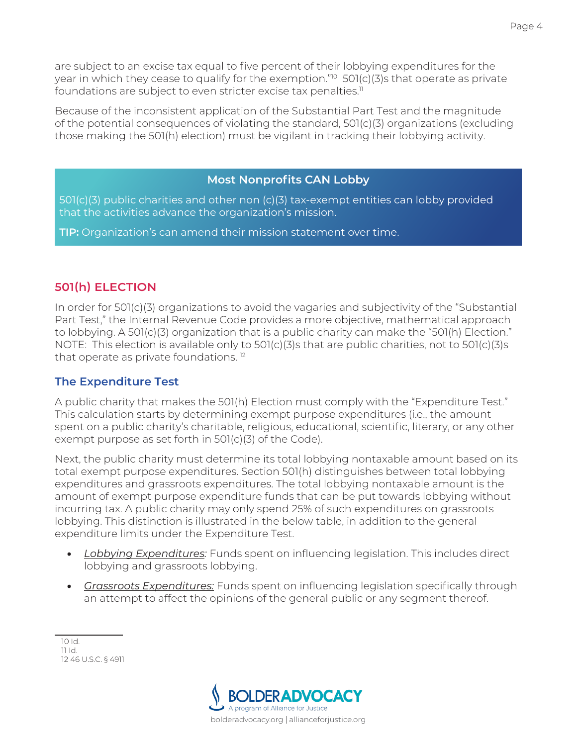are subject to an excise tax equal to five percent of their lobbying expenditures for the year in which they cease to qualify for the exemption."[10] 501(c)(3)s that operate as private foundations are subject to even stricter excise tax penalties.[11]

Because of the inconsistent application of the Substantial Part Test and the magnitude of the potential consequences of violating the standard, 501(c)(3) organizations (excluding those making the 501(h) election) must be vigilant in tracking their lobbying activity.

> **Most Nonprofits CAN Lobby**
>
> 501(c)(3) public charities and other non (c)(3) tax-exempt entities can lobby provided that the activities advance the organization's mission.
>
> **TIP:** Organization's can amend their mission statement over time.

## 501(h) ELECTION

In order for 501(c)(3) organizations to avoid the vagaries and subjectivity of the "Substantial Part Test," the Internal Revenue Code provides a more objective, mathematical approach to lobbying. A 501(c)(3) organization that is a public charity can make the "501(h) Election." NOTE: This election is available only to 501(c)(3)s that are public charities, not to 501(c)(3)s that operate as private foundations.[12]

### The Expenditure Test

A public charity that makes the 501(h) Election must comply with the "Expenditure Test." This calculation starts by determining exempt purpose expenditures (i.e., the amount spent on a public charity's charitable, religious, educational, scientific, literary, or any other exempt purpose as set forth in 501(c)(3) of the Code).

Next, the public charity must determine its total lobbying nontaxable amount based on its total exempt purpose expenditures. Section 501(h) distinguishes between total lobbying expenditures and grassroots expenditures. The total lobbying nontaxable amount is the amount of exempt purpose expenditure funds that can be put towards lobbying without incurring tax. A public charity may only spend 25% of such expenditures on grassroots lobbying. This distinction is illustrated in the below table, in addition to the general expenditure limits under the Expenditure Test.

- *Lobbying Expenditures:* Funds spent on influencing legislation. This includes direct lobbying and grassroots lobbying.
- *Grassroots Expenditures:* Funds spent on influencing legislation specifically through an attempt to affect the opinions of the general public or any segment thereof.

---

10 Id.
11 Id.
12 46 U.S.C. § 4911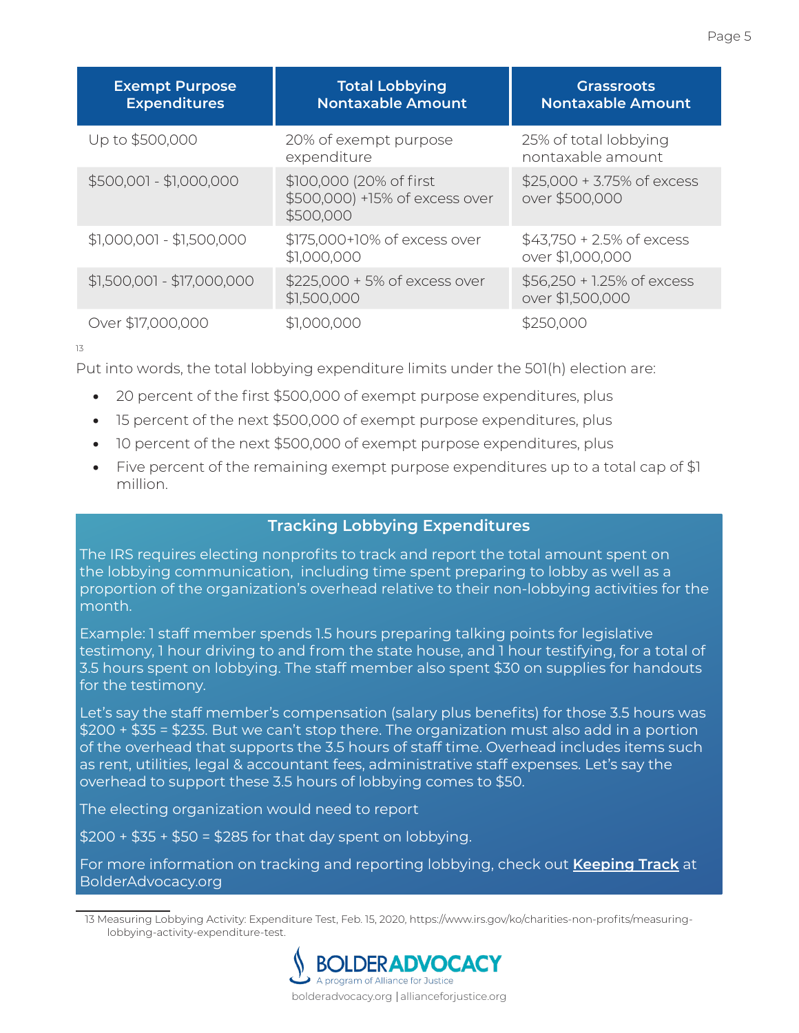| Exempt Purpose Expenditures | Total Lobbying Nontaxable Amount | Grassroots Nontaxable Amount |
|---|---|---|
| Up to $500,000 | 20% of exempt purpose expenditure | 25% of total lobbying nontaxable amount |
| $500,001 - $1,000,000 | $100,000 (20% of first $500,000) +15% of excess over $500,000 | $25,000 + 3.75% of excess over $500,000 |
| $1,000,001 - $1,500,000 | $175,000+10% of excess over $1,000,000 | $43,750 + 2.5% of excess over $1,000,000 |
| $1,500,001 - $17,000,000 | $225,000 + 5% of excess over $1,500,000 | $56,250 + 1.25% of excess over $1,500,000 |
| Over $17,000,000 | $1,000,000 | $250,000 |

[13]

Put into words, the total lobbying expenditure limits under the 501(h) election are:

- 20 percent of the first $500,000 of exempt purpose expenditures, plus
- 15 percent of the next $500,000 of exempt purpose expenditures, plus
- 10 percent of the next $500,000 of exempt purpose expenditures, plus
- Five percent of the remaining exempt purpose expenditures up to a total cap of $1 million.

### Tracking Lobbying Expenditures

The IRS requires electing nonprofits to track and report the total amount spent on the lobbying communication, including time spent preparing to lobby as well as a proportion of the organization's overhead relative to their non-lobbying activities for the month.

Example: 1 staff member spends 1.5 hours preparing talking points for legislative testimony, 1 hour driving to and from the state house, and 1 hour testifying, for a total of 3.5 hours spent on lobbying. The staff member also spent $30 on supplies for handouts for the testimony.

Let's say the staff member's compensation (salary plus benefits) for those 3.5 hours was $200 + $35 = $235. But we can't stop there. The organization must also add in a portion of the overhead that supports the 3.5 hours of staff time. Overhead includes items such as rent, utilities, legal & accountant fees, administrative staff expenses. Let's say the overhead to support these 3.5 hours of lobbying comes to $50.

The electing organization would need to report

$200 + $35 + $50 = $285 for that day spent on lobbying.

For more information on tracking and reporting lobbying, check out **Keeping Track** at BolderAdvocacy.org

---

13 Measuring Lobbying Activity: Expenditure Test, Feb. 15, 2020, https://www.irs.gov/ko/charities-non-profits/measuring-lobbying-activity-expenditure-test.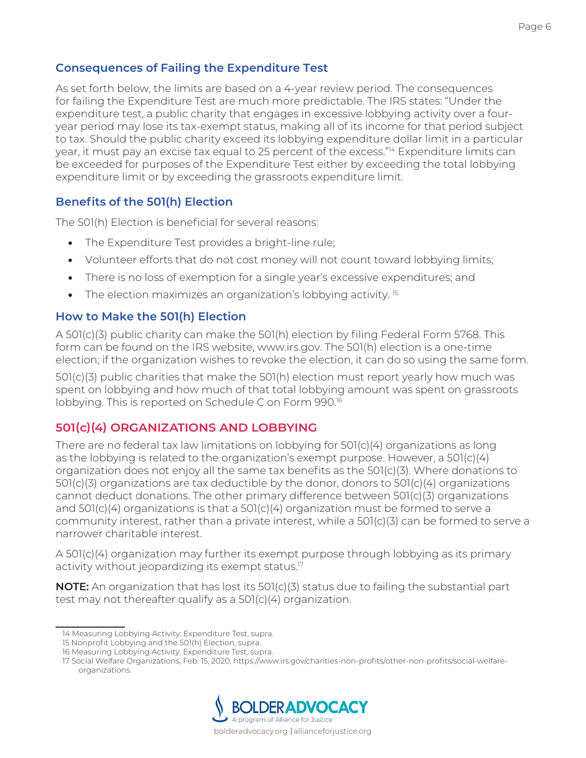### Consequences of Failing the Expenditure Test

As set forth below, the limits are based on a 4-year review period. The consequences for failing the Expenditure Test are much more predictable. The IRS states: "Under the expenditure test, a public charity that engages in excessive lobbying activity over a four-year period may lose its tax-exempt status, making all of its income for that period subject to tax. Should the public charity exceed its lobbying expenditure dollar limit in a particular year, it must pay an excise tax equal to 25 percent of the excess."[14] Expenditure limits can be exceeded for purposes of the Expenditure Test either by exceeding the total lobbying expenditure limit or by exceeding the grassroots expenditure limit.

### Benefits of the 501(h) Election

The 501(h) Election is beneficial for several reasons:

- The Expenditure Test provides a bright-line rule;
- Volunteer efforts that do not cost money will not count toward lobbying limits;
- There is no loss of exemption for a single year's excessive expenditures; and
- The election maximizes an organization's lobbying activity. [15]

### How to Make the 501(h) Election

A 501(c)(3) public charity can make the 501(h) election by filing Federal Form 5768. This form can be found on the IRS website, www.irs.gov. The 501(h) election is a one-time election; if the organization wishes to revoke the election, it can do so using the same form.

501(c)(3) public charities that make the 501(h) election must report yearly how much was spent on lobbying and how much of that total lobbying amount was spent on grassroots lobbying. This is reported on Schedule C on Form 990.[16]

## 501(c)(4) ORGANIZATIONS AND LOBBYING

There are no federal tax law limitations on lobbying for 501(c)(4) organizations as long as the lobbying is related to the organization's exempt purpose. However, a 501(c)(4) organization does not enjoy all the same tax benefits as the 501(c)(3). Where donations to 501(c)(3) organizations are tax deductible by the donor, donors to 501(c)(4) organizations cannot deduct donations. The other primary difference between 501(c)(3) organizations and 501(c)(4) organizations is that a 501(c)(4) organization must be formed to serve a community interest, rather than a private interest, while a 501(c)(3) can be formed to serve a narrower charitable interest.

A 501(c)(4) organization may further its exempt purpose through lobbying as its primary activity without jeopardizing its exempt status.[17]

**NOTE:** An organization that has lost its 501(c)(3) status due to failing the substantial part test may not thereafter qualify as a 501(c)(4) organization.

---

14 Measuring Lobbying Activity: Expenditure Test, supra.

15 Nonprofit Lobbying and the 501(h) Election, supra.

16 Measuring Lobbying Activity: Expenditure Test, supra.

17 Social Welfare Organizations, Feb. 15, 2020, https://www.irs.gov/charities-non-profits/other-non-profits/social-welfare-organizations.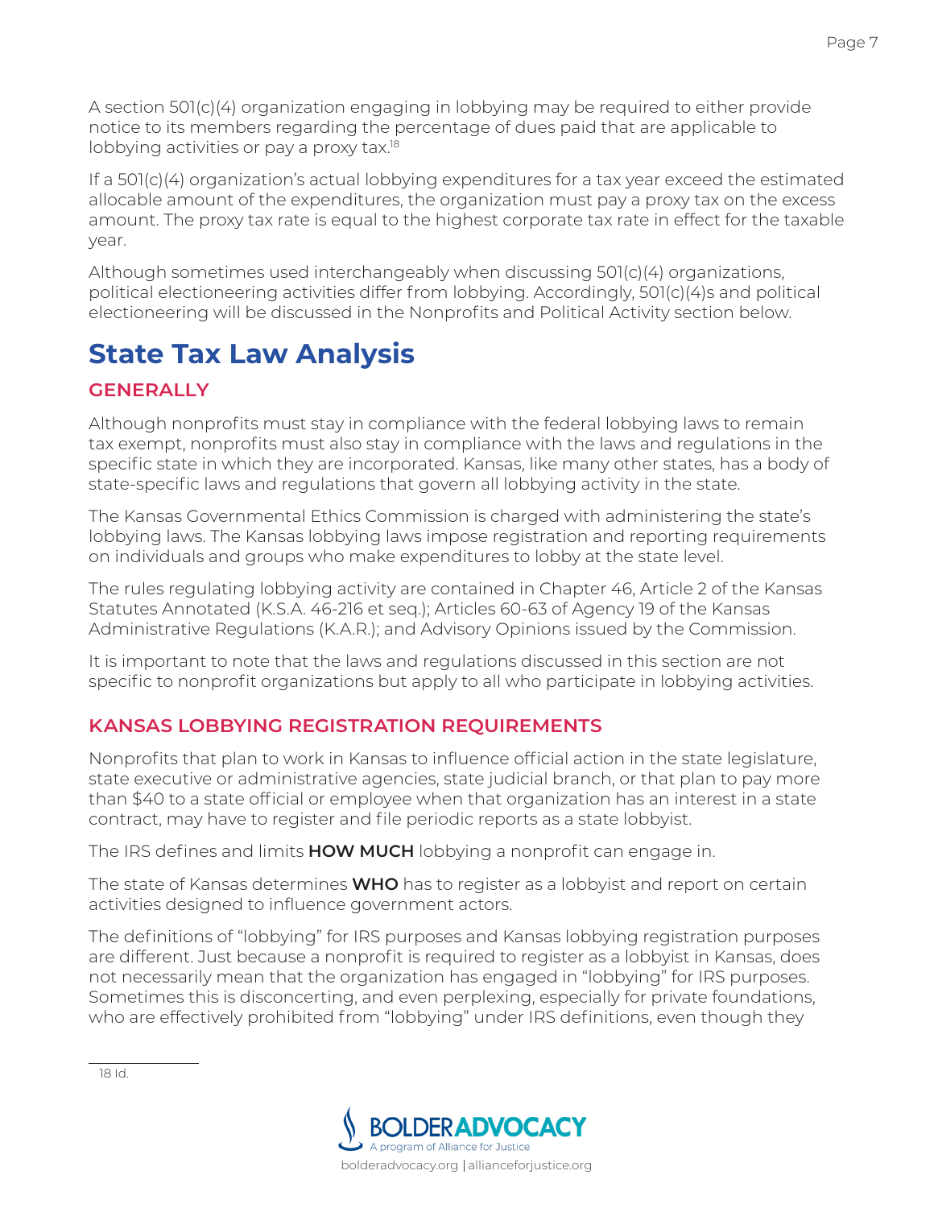A section 501(c)(4) organization engaging in lobbying may be required to either provide notice to its members regarding the percentage of dues paid that are applicable to lobbying activities or pay a proxy tax.[18]

If a 501(c)(4) organization's actual lobbying expenditures for a tax year exceed the estimated allocable amount of the expenditures, the organization must pay a proxy tax on the excess amount. The proxy tax rate is equal to the highest corporate tax rate in effect for the taxable year.

Although sometimes used interchangeably when discussing 501(c)(4) organizations, political electioneering activities differ from lobbying. Accordingly, 501(c)(4)s and political electioneering will be discussed in the Nonprofits and Political Activity section below.

# State Tax Law Analysis

## GENERALLY

Although nonprofits must stay in compliance with the federal lobbying laws to remain tax exempt, nonprofits must also stay in compliance with the laws and regulations in the specific state in which they are incorporated. Kansas, like many other states, has a body of state-specific laws and regulations that govern all lobbying activity in the state.

The Kansas Governmental Ethics Commission is charged with administering the state's lobbying laws. The Kansas lobbying laws impose registration and reporting requirements on individuals and groups who make expenditures to lobby at the state level.

The rules regulating lobbying activity are contained in Chapter 46, Article 2 of the Kansas Statutes Annotated (K.S.A. 46-216 et seq.); Articles 60-63 of Agency 19 of the Kansas Administrative Regulations (K.A.R.); and Advisory Opinions issued by the Commission.

It is important to note that the laws and regulations discussed in this section are not specific to nonprofit organizations but apply to all who participate in lobbying activities.

## KANSAS LOBBYING REGISTRATION REQUIREMENTS

Nonprofits that plan to work in Kansas to influence official action in the state legislature, state executive or administrative agencies, state judicial branch, or that plan to pay more than $40 to a state official or employee when that organization has an interest in a state contract, may have to register and file periodic reports as a state lobbyist.

The IRS defines and limits **HOW MUCH** lobbying a nonprofit can engage in.

The state of Kansas determines **WHO** has to register as a lobbyist and report on certain activities designed to influence government actors.

The definitions of "lobbying" for IRS purposes and Kansas lobbying registration purposes are different. Just because a nonprofit is required to register as a lobbyist in Kansas, does not necessarily mean that the organization has engaged in "lobbying" for IRS purposes. Sometimes this is disconcerting, and even perplexing, especially for private foundations, who are effectively prohibited from "lobbying" under IRS definitions, even though they

---

18 Id.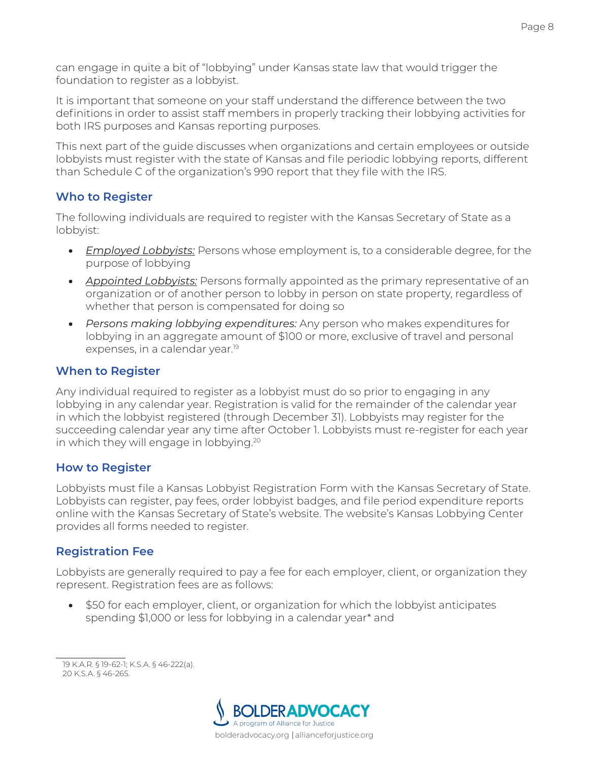can engage in quite a bit of "lobbying" under Kansas state law that would trigger the foundation to register as a lobbyist.

It is important that someone on your staff understand the difference between the two definitions in order to assist staff members in properly tracking their lobbying activities for both IRS purposes and Kansas reporting purposes.

This next part of the guide discusses when organizations and certain employees or outside lobbyists must register with the state of Kansas and file periodic lobbying reports, different than Schedule C of the organization's 990 report that they file with the IRS.

## Who to Register

The following individuals are required to register with the Kansas Secretary of State as a lobbyist:

- *Employed Lobbyists:* Persons whose employment is, to a considerable degree, for the purpose of lobbying
- *Appointed Lobbyists:* Persons formally appointed as the primary representative of an organization or of another person to lobby in person on state property, regardless of whether that person is compensated for doing so
- *Persons making lobbying expenditures:* Any person who makes expenditures for lobbying in an aggregate amount of $100 or more, exclusive of travel and personal expenses, in a calendar year.[19]

## When to Register

Any individual required to register as a lobbyist must do so prior to engaging in any lobbying in any calendar year. Registration is valid for the remainder of the calendar year in which the lobbyist registered (through December 31). Lobbyists may register for the succeeding calendar year any time after October 1. Lobbyists must re-register for each year in which they will engage in lobbying.[20]

## How to Register

Lobbyists must file a Kansas Lobbyist Registration Form with the Kansas Secretary of State. Lobbyists can register, pay fees, order lobbyist badges, and file period expenditure reports online with the Kansas Secretary of State's website. The website's Kansas Lobbying Center provides all forms needed to register.

## Registration Fee

Lobbyists are generally required to pay a fee for each employer, client, or organization they represent. Registration fees are as follows:

- $50 for each employer, client, or organization for which the lobbyist anticipates spending $1,000 or less for lobbying in a calendar year* and

---

19 K.A.R. § 19-62-1; K.S.A. § 46-222(a).
20 K.S.A. § 46-265.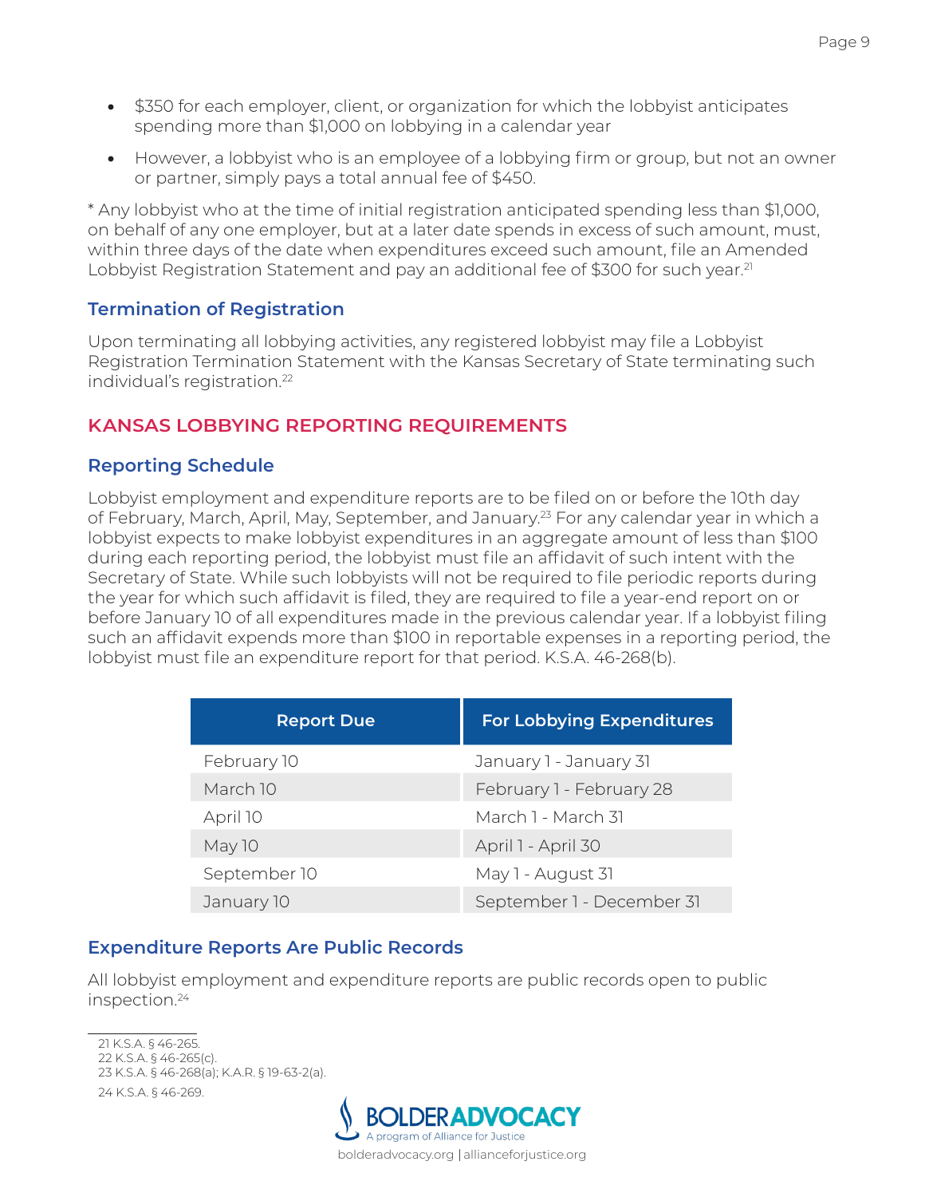- $350 for each employer, client, or organization for which the lobbyist anticipates spending more than $1,000 on lobbying in a calendar year
- However, a lobbyist who is an employee of a lobbying firm or group, but not an owner or partner, simply pays a total annual fee of $450.

* Any lobbyist who at the time of initial registration anticipated spending less than $1,000, on behalf of any one employer, but at a later date spends in excess of such amount, must, within three days of the date when expenditures exceed such amount, file an Amended Lobbyist Registration Statement and pay an additional fee of $300 for such year.[21]

### Termination of Registration

Upon terminating all lobbying activities, any registered lobbyist may file a Lobbyist Registration Termination Statement with the Kansas Secretary of State terminating such individual's registration.[22]

## KANSAS LOBBYING REPORTING REQUIREMENTS

### Reporting Schedule

Lobbyist employment and expenditure reports are to be filed on or before the 10th day of February, March, April, May, September, and January.[23] For any calendar year in which a lobbyist expects to make lobbyist expenditures in an aggregate amount of less than $100 during each reporting period, the lobbyist must file an affidavit of such intent with the Secretary of State. While such lobbyists will not be required to file periodic reports during the year for which such affidavit is filed, they are required to file a year-end report on or before January 10 of all expenditures made in the previous calendar year. If a lobbyist filing such an affidavit expends more than $100 in reportable expenses in a reporting period, the lobbyist must file an expenditure report for that period. K.S.A. 46-268(b).

| Report Due | For Lobbying Expenditures |
|---|---|
| February 10 | January 1 - January 31 |
| March 10 | February 1 - February 28 |
| April 10 | March 1 - March 31 |
| May 10 | April 1 - April 30 |
| September 10 | May 1 - August 31 |
| January 10 | September 1 - December 31 |

### Expenditure Reports Are Public Records

All lobbyist employment and expenditure reports are public records open to public inspection.[24]

21 K.S.A. § 46-265.
22 K.S.A. § 46-265(c).
23 K.S.A. § 46-268(a); K.A.R. § 19-63-2(a).
24 K.S.A. § 46-269.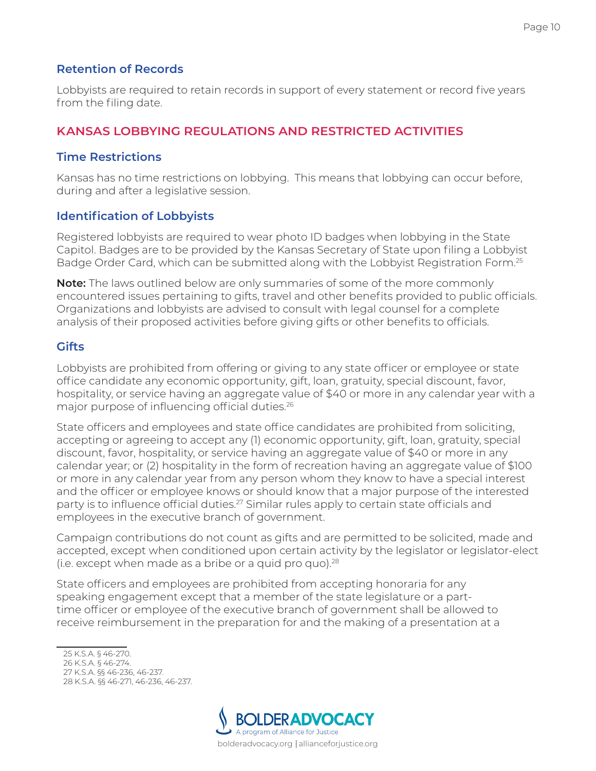### Retention of Records

Lobbyists are required to retain records in support of every statement or record five years from the filing date.

## KANSAS LOBBYING REGULATIONS AND RESTRICTED ACTIVITIES

### Time Restrictions

Kansas has no time restrictions on lobbying. This means that lobbying can occur before, during and after a legislative session.

### Identification of Lobbyists

Registered lobbyists are required to wear photo ID badges when lobbying in the State Capitol. Badges are to be provided by the Kansas Secretary of State upon filing a Lobbyist Badge Order Card, which can be submitted along with the Lobbyist Registration Form.[25]

**Note:** The laws outlined below are only summaries of some of the more commonly encountered issues pertaining to gifts, travel and other benefits provided to public officials. Organizations and lobbyists are advised to consult with legal counsel for a complete analysis of their proposed activities before giving gifts or other benefits to officials.

### Gifts

Lobbyists are prohibited from offering or giving to any state officer or employee or state office candidate any economic opportunity, gift, loan, gratuity, special discount, favor, hospitality, or service having an aggregate value of $40 or more in any calendar year with a major purpose of influencing official duties.[26]

State officers and employees and state office candidates are prohibited from soliciting, accepting or agreeing to accept any (1) economic opportunity, gift, loan, gratuity, special discount, favor, hospitality, or service having an aggregate value of $40 or more in any calendar year; or (2) hospitality in the form of recreation having an aggregate value of $100 or more in any calendar year from any person whom they know to have a special interest and the officer or employee knows or should know that a major purpose of the interested party is to influence official duties.[27] Similar rules apply to certain state officials and employees in the executive branch of government.

Campaign contributions do not count as gifts and are permitted to be solicited, made and accepted, except when conditioned upon certain activity by the legislator or legislator-elect (i.e. except when made as a bribe or a quid pro quo).[28]

State officers and employees are prohibited from accepting honoraria for any speaking engagement except that a member of the state legislature or a part-time officer or employee of the executive branch of government shall be allowed to receive reimbursement in the preparation for and the making of a presentation at a

---

25 K.S.A. § 46-270.
26 K.S.A. § 46-274.
27 K.S.A. §§ 46-236, 46-237.
28 K.S.A. §§ 46-271, 46-236, 46-237.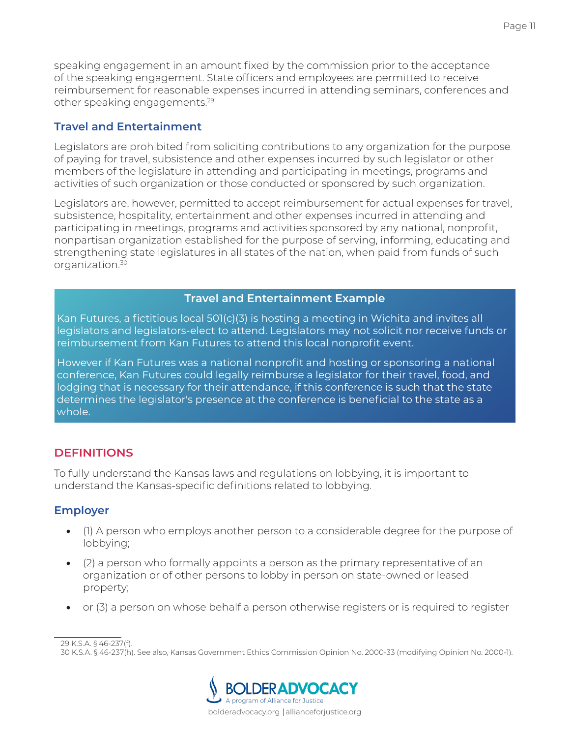speaking engagement in an amount fixed by the commission prior to the acceptance of the speaking engagement. State officers and employees are permitted to receive reimbursement for reasonable expenses incurred in attending seminars, conferences and other speaking engagements.[29]

### Travel and Entertainment

Legislators are prohibited from soliciting contributions to any organization for the purpose of paying for travel, subsistence and other expenses incurred by such legislator or other members of the legislature in attending and participating in meetings, programs and activities of such organization or those conducted or sponsored by such organization.

Legislators are, however, permitted to accept reimbursement for actual expenses for travel, subsistence, hospitality, entertainment and other expenses incurred in attending and participating in meetings, programs and activities sponsored by any national, nonprofit, nonpartisan organization established for the purpose of serving, informing, educating and strengthening state legislatures in all states of the nation, when paid from funds of such organization.[30]

#### Travel and Entertainment Example

Kan Futures, a fictitious local 501(c)(3) is hosting a meeting in Wichita and invites all legislators and legislators-elect to attend. Legislators may not solicit nor receive funds or reimbursement from Kan Futures to attend this local nonprofit event.

However if Kan Futures was a national nonprofit and hosting or sponsoring a national conference, Kan Futures could legally reimburse a legislator for their travel, food, and lodging that is necessary for their attendance, if this conference is such that the state determines the legislator's presence at the conference is beneficial to the state as a whole.

## DEFINITIONS

To fully understand the Kansas laws and regulations on lobbying, it is important to understand the Kansas-specific definitions related to lobbying.

### Employer

- (1) A person who employs another person to a considerable degree for the purpose of lobbying;
- (2) a person who formally appoints a person as the primary representative of an organization or of other persons to lobby in person on state-owned or leased property;
- or (3) a person on whose behalf a person otherwise registers or is required to register

---

29 K.S.A. § 46-237(f).

30 K.S.A. § 46-237(h). See also, Kansas Government Ethics Commission Opinion No. 2000-33 (modifying Opinion No. 2000-1).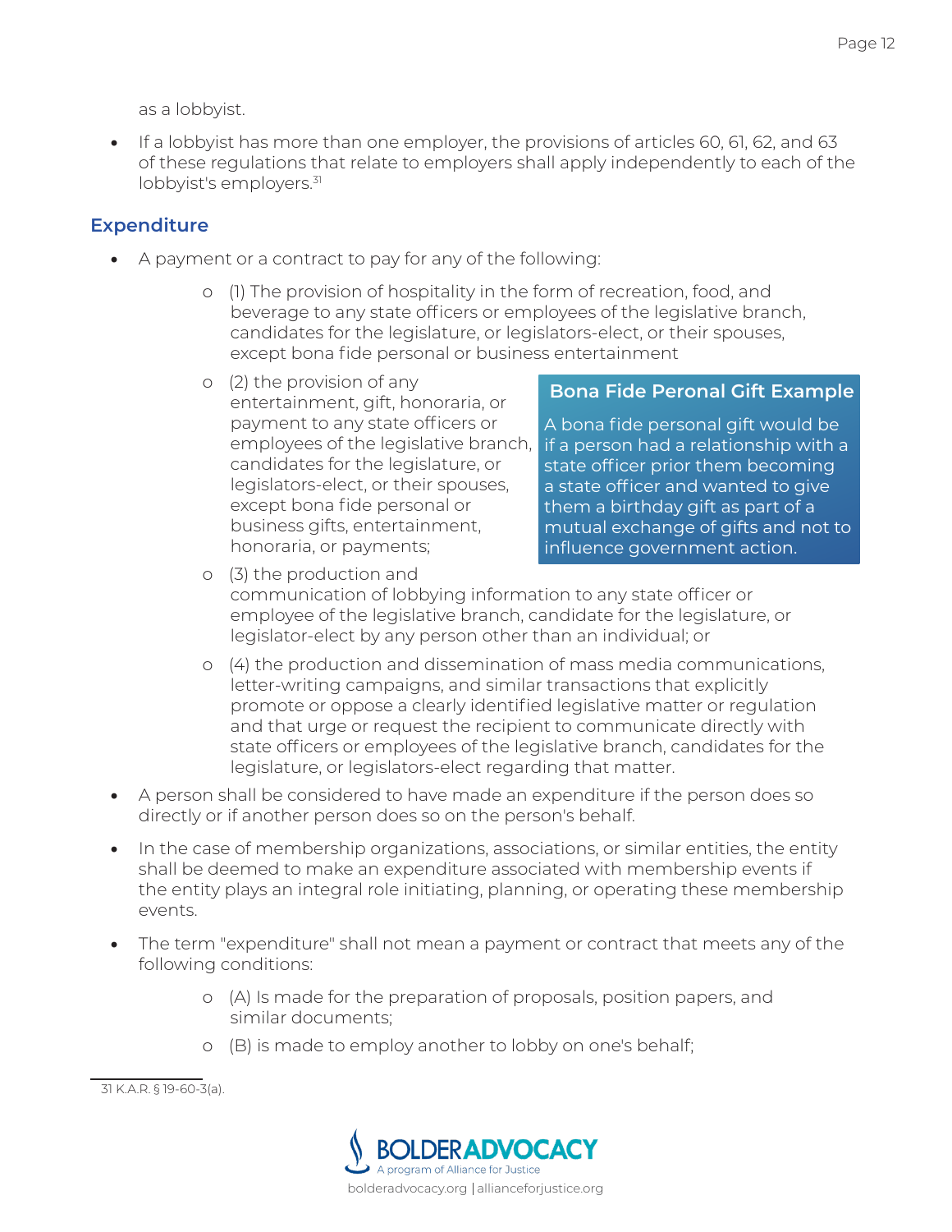as a lobbyist.

- If a lobbyist has more than one employer, the provisions of articles 60, 61, 62, and 63 of these regulations that relate to employers shall apply independently to each of the lobbyist's employers.[31]

## Expenditure

- A payment or a contract to pay for any of the following:
  - (1) The provision of hospitality in the form of recreation, food, and beverage to any state officers or employees of the legislative branch, candidates for the legislature, or legislators-elect, or their spouses, except bona fide personal or business entertainment
  - (2) the provision of any entertainment, gift, honoraria, or payment to any state officers or employees of the legislative branch, candidates for the legislature, or legislators-elect, or their spouses, except bona fide personal or business gifts, entertainment, honoraria, or payments;
  - (3) the production and communication of lobbying information to any state officer or employee of the legislative branch, candidate for the legislature, or legislator-elect by any person other than an individual; or
  - (4) the production and dissemination of mass media communications, letter-writing campaigns, and similar transactions that explicitly promote or oppose a clearly identified legislative matter or regulation and that urge or request the recipient to communicate directly with state officers or employees of the legislative branch, candidates for the legislature, or legislators-elect regarding that matter.

> **Bona Fide Peronal Gift Example**
>
> A bona fide personal gift would be if a person had a relationship with a state officer prior them becoming a state officer and wanted to give them a birthday gift as part of a mutual exchange of gifts and not to influence government action.

- A person shall be considered to have made an expenditure if the person does so directly or if another person does so on the person's behalf.
- In the case of membership organizations, associations, or similar entities, the entity shall be deemed to make an expenditure associated with membership events if the entity plays an integral role initiating, planning, or operating these membership events.
- The term "expenditure" shall not mean a payment or contract that meets any of the following conditions:
  - (A) Is made for the preparation of proposals, position papers, and similar documents;
  - (B) is made to employ another to lobby on one's behalf;

---

[31] K.A.R. § 19-60-3(a).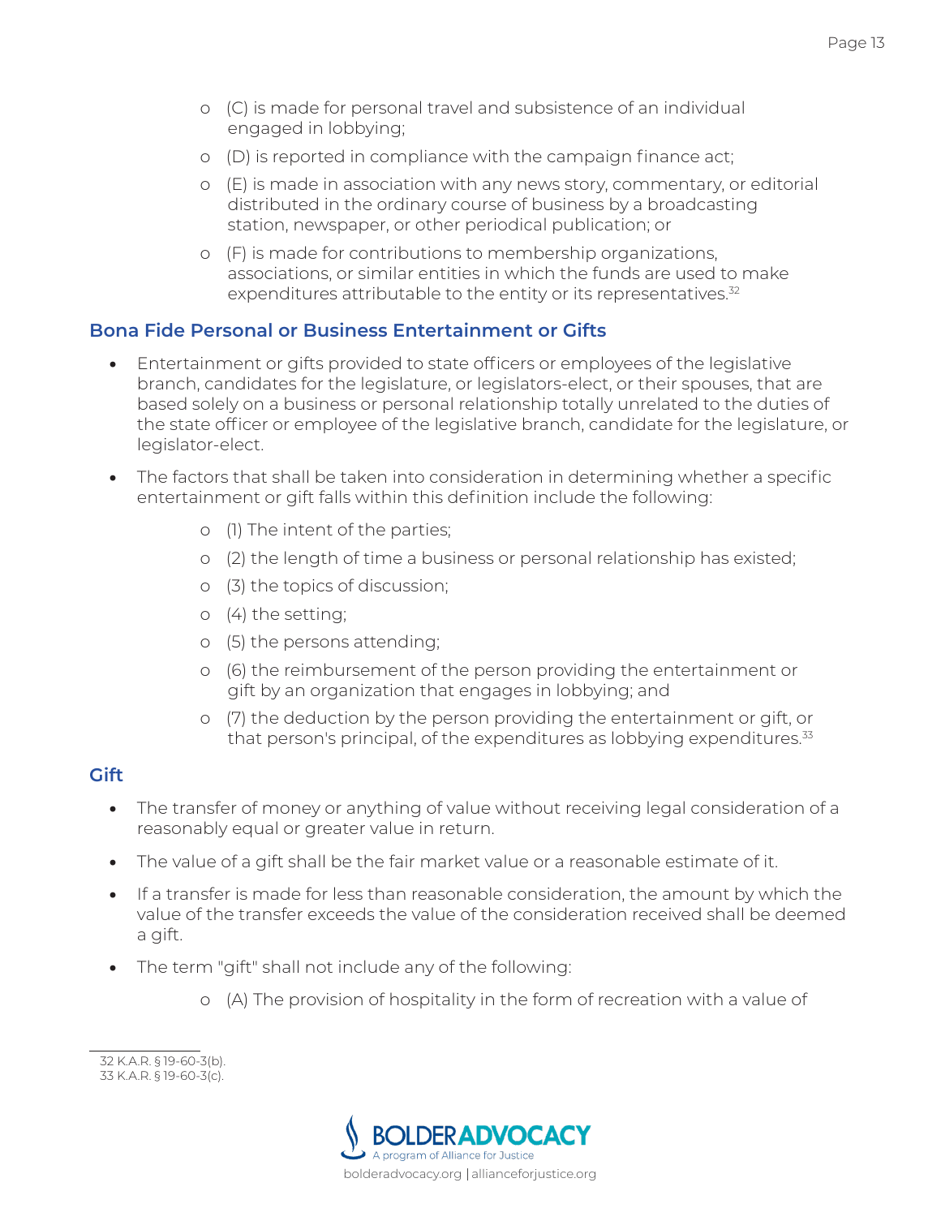- (C) is made for personal travel and subsistence of an individual engaged in lobbying;
- (D) is reported in compliance with the campaign finance act;
- (E) is made in association with any news story, commentary, or editorial distributed in the ordinary course of business by a broadcasting station, newspaper, or other periodical publication; or
- (F) is made for contributions to membership organizations, associations, or similar entities in which the funds are used to make expenditures attributable to the entity or its representatives.[32]

### Bona Fide Personal or Business Entertainment or Gifts

- Entertainment or gifts provided to state officers or employees of the legislative branch, candidates for the legislature, or legislators-elect, or their spouses, that are based solely on a business or personal relationship totally unrelated to the duties of the state officer or employee of the legislative branch, candidate for the legislature, or legislator-elect.
- The factors that shall be taken into consideration in determining whether a specific entertainment or gift falls within this definition include the following:
  - (1) The intent of the parties;
  - (2) the length of time a business or personal relationship has existed;
  - (3) the topics of discussion;
  - (4) the setting;
  - (5) the persons attending;
  - (6) the reimbursement of the person providing the entertainment or gift by an organization that engages in lobbying; and
  - (7) the deduction by the person providing the entertainment or gift, or that person's principal, of the expenditures as lobbying expenditures.[33]

### Gift

- The transfer of money or anything of value without receiving legal consideration of a reasonably equal or greater value in return.
- The value of a gift shall be the fair market value or a reasonable estimate of it.
- If a transfer is made for less than reasonable consideration, the amount by which the value of the transfer exceeds the value of the consideration received shall be deemed a gift.
- The term "gift" shall not include any of the following:
  - (A) The provision of hospitality in the form of recreation with a value of

32 K.A.R. § 19-60-3(b).
33 K.A.R. § 19-60-3(c).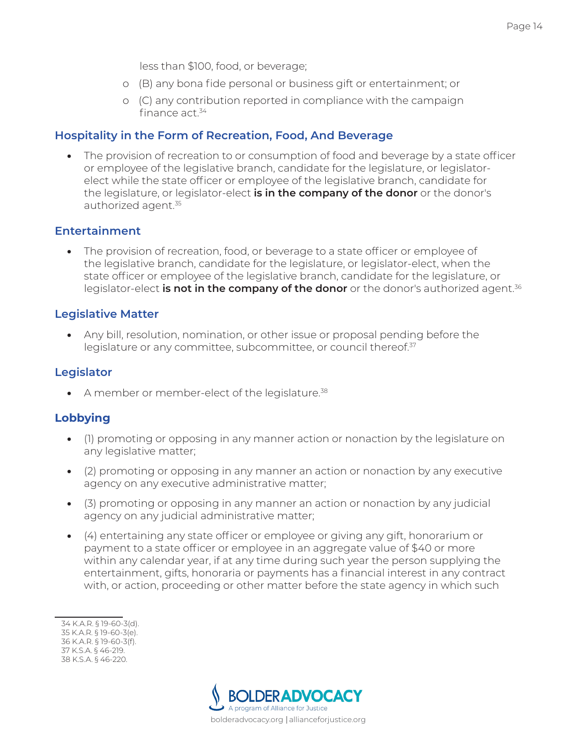less than $100, food, or beverage;

- (B) any bona fide personal or business gift or entertainment; or
- (C) any contribution reported in compliance with the campaign finance act.[34]

### Hospitality in the Form of Recreation, Food, And Beverage

- The provision of recreation to or consumption of food and beverage by a state officer or employee of the legislative branch, candidate for the legislature, or legislator-elect while the state officer or employee of the legislative branch, candidate for the legislature, or legislator-elect **is in the company of the donor** or the donor's authorized agent.[35]

### Entertainment

- The provision of recreation, food, or beverage to a state officer or employee of the legislative branch, candidate for the legislature, or legislator-elect, when the state officer or employee of the legislative branch, candidate for the legislature, or legislator-elect **is not in the company of the donor** or the donor's authorized agent.[36]

### Legislative Matter

- Any bill, resolution, nomination, or other issue or proposal pending before the legislature or any committee, subcommittee, or council thereof.[37]

### Legislator

- A member or member-elect of the legislature.[38]

### Lobbying

- (1) promoting or opposing in any manner action or nonaction by the legislature on any legislative matter;
- (2) promoting or opposing in any manner an action or nonaction by any executive agency on any executive administrative matter;
- (3) promoting or opposing in any manner an action or nonaction by any judicial agency on any judicial administrative matter;
- (4) entertaining any state officer or employee or giving any gift, honorarium or payment to a state officer or employee in an aggregate value of $40 or more within any calendar year, if at any time during such year the person supplying the entertainment, gifts, honoraria or payments has a financial interest in any contract with, or action, proceeding or other matter before the state agency in which such

---

34 K.A.R. § 19-60-3(d).
35 K.A.R. § 19-60-3(e).
36 K.A.R. § 19-60-3(f).
37 K.S.A. § 46-219.
38 K.S.A. § 46-220.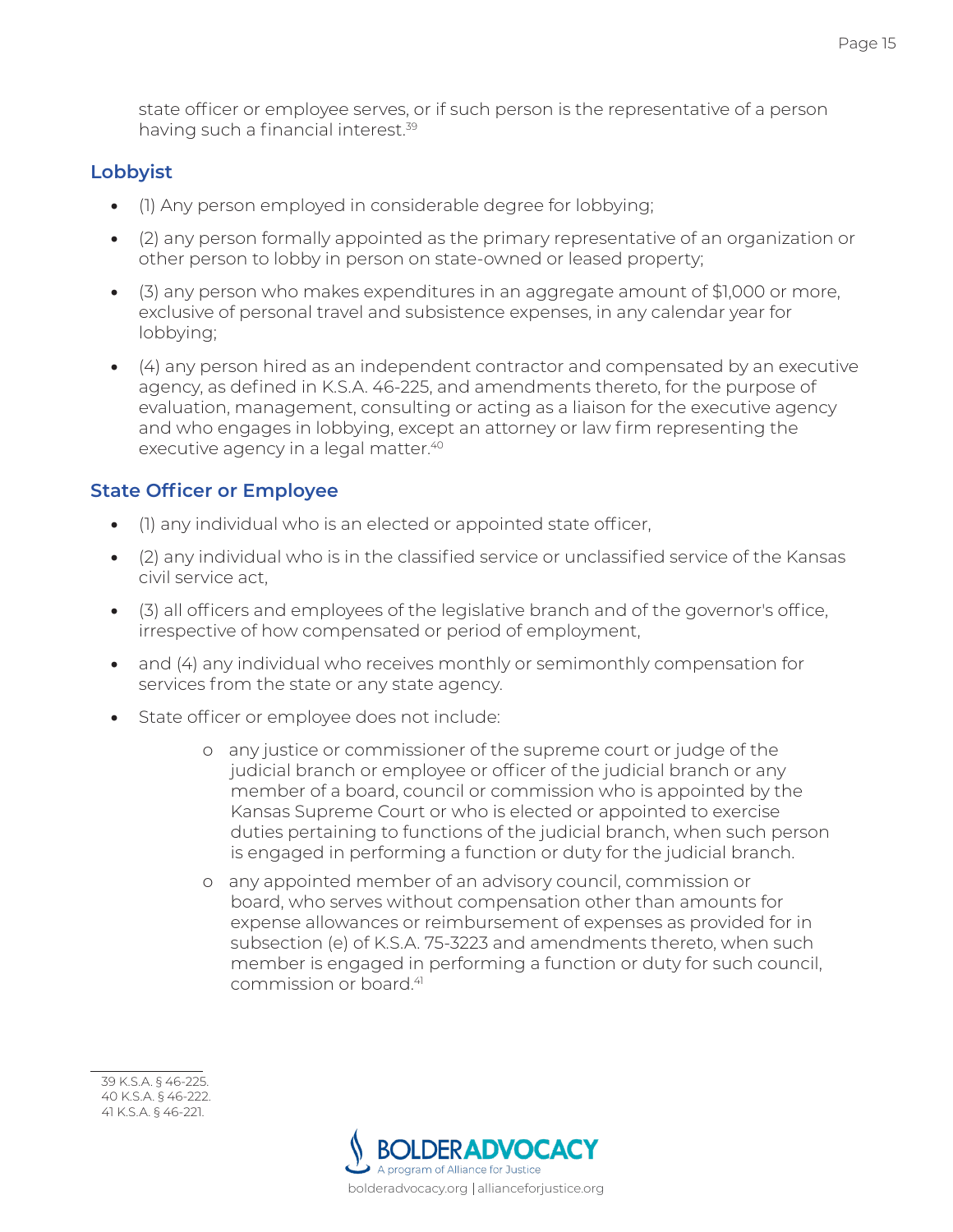state officer or employee serves, or if such person is the representative of a person having such a financial interest.[39]

### Lobbyist

- (1) Any person employed in considerable degree for lobbying;
- (2) any person formally appointed as the primary representative of an organization or other person to lobby in person on state-owned or leased property;
- (3) any person who makes expenditures in an aggregate amount of $1,000 or more, exclusive of personal travel and subsistence expenses, in any calendar year for lobbying;
- (4) any person hired as an independent contractor and compensated by an executive agency, as defined in K.S.A. 46-225, and amendments thereto, for the purpose of evaluation, management, consulting or acting as a liaison for the executive agency and who engages in lobbying, except an attorney or law firm representing the executive agency in a legal matter.[40]

### State Officer or Employee

- (1) any individual who is an elected or appointed state officer,
- (2) any individual who is in the classified service or unclassified service of the Kansas civil service act,
- (3) all officers and employees of the legislative branch and of the governor's office, irrespective of how compensated or period of employment,
- and (4) any individual who receives monthly or semimonthly compensation for services from the state or any state agency.
- State officer or employee does not include:
    - any justice or commissioner of the supreme court or judge of the judicial branch or employee or officer of the judicial branch or any member of a board, council or commission who is appointed by the Kansas Supreme Court or who is elected or appointed to exercise duties pertaining to functions of the judicial branch, when such person is engaged in performing a function or duty for the judicial branch.
    - any appointed member of an advisory council, commission or board, who serves without compensation other than amounts for expense allowances or reimbursement of expenses as provided for in subsection (e) of K.S.A. 75-3223 and amendments thereto, when such member is engaged in performing a function or duty for such council, commission or board.[41]

---

39 K.S.A. § 46-225.
40 K.S.A. § 46-222.
41 K.S.A. § 46-221.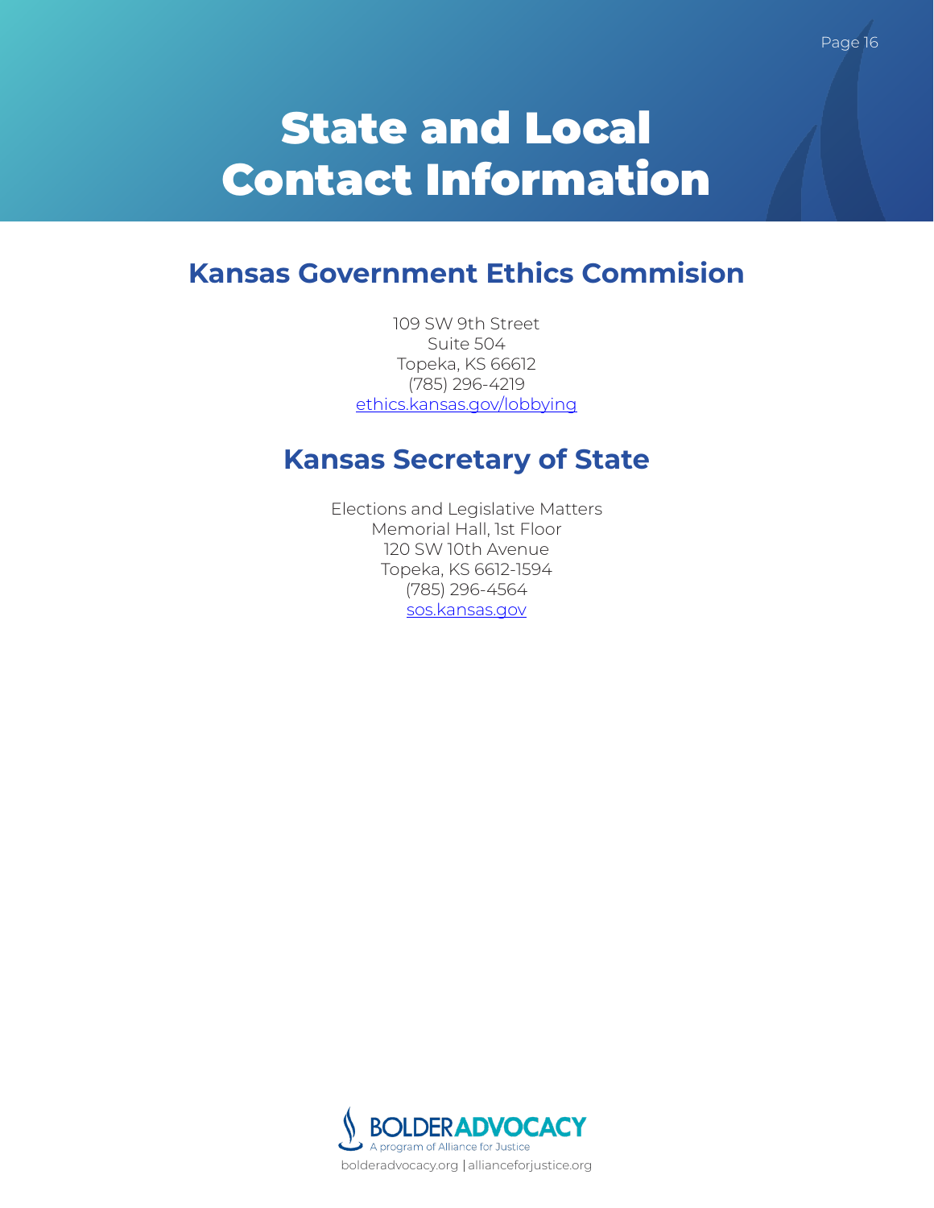# State and Local Contact Information

## Kansas Government Ethics Commision

109 SW 9th Street
Suite 504
Topeka, KS 66612
(785) 296-4219
ethics.kansas.gov/lobbying

## Kansas Secretary of State

Elections and Legislative Matters
Memorial Hall, 1st Floor
120 SW 10th Avenue
Topeka, KS 6612-1594
(785) 296-4564
sos.kansas.gov

BOLDERADVOCACY
A program of Alliance for Justice
bolderadvocacy.org | allianceforjustice.org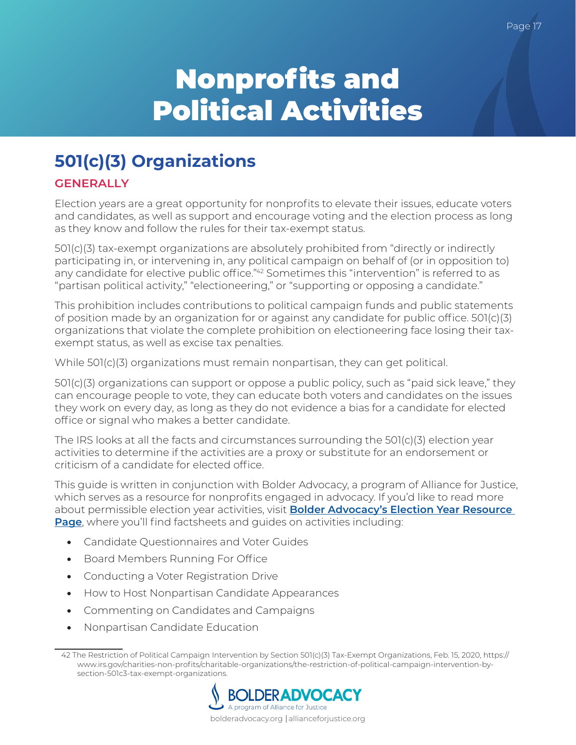# Nonprofits and Political Activities

## 501(c)(3) Organizations

### GENERALLY

Election years are a great opportunity for nonprofits to elevate their issues, educate voters and candidates, as well as support and encourage voting and the election process as long as they know and follow the rules for their tax-exempt status.

501(c)(3) tax-exempt organizations are absolutely prohibited from "directly or indirectly participating in, or intervening in, any political campaign on behalf of (or in opposition to) any candidate for elective public office."[42] Sometimes this "intervention" is referred to as "partisan political activity," "electioneering," or "supporting or opposing a candidate."

This prohibition includes contributions to political campaign funds and public statements of position made by an organization for or against any candidate for public office. 501(c)(3) organizations that violate the complete prohibition on electioneering face losing their tax-exempt status, as well as excise tax penalties.

While 501(c)(3) organizations must remain nonpartisan, they can get political.

501(c)(3) organizations can support or oppose a public policy, such as "paid sick leave," they can encourage people to vote, they can educate both voters and candidates on the issues they work on every day, as long as they do not evidence a bias for a candidate for elected office or signal who makes a better candidate.

The IRS looks at all the facts and circumstances surrounding the 501(c)(3) election year activities to determine if the activities are a proxy or substitute for an endorsement or criticism of a candidate for elected office.

This guide is written in conjunction with Bolder Advocacy, a program of Alliance for Justice, which serves as a resource for nonprofits engaged in advocacy. If you'd like to read more about permissible election year activities, visit **Bolder Advocacy's Election Year Resource Page**, where you'll find factsheets and guides on activities including:

- Candidate Questionnaires and Voter Guides
- Board Members Running For Office
- Conducting a Voter Registration Drive
- How to Host Nonpartisan Candidate Appearances
- Commenting on Candidates and Campaigns
- Nonpartisan Candidate Education

42 The Restriction of Political Campaign Intervention by Section 501(c)(3) Tax-Exempt Organizations, Feb. 15, 2020, https://www.irs.gov/charities-non-profits/charitable-organizations/the-restriction-of-political-campaign-intervention-by-section-501c3-tax-exempt-organizations.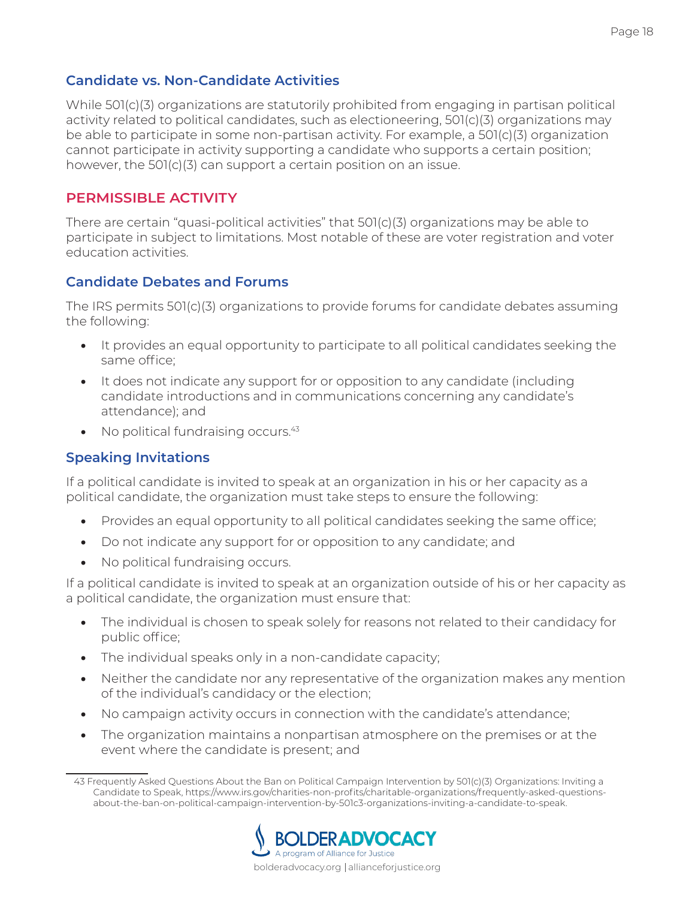### Candidate vs. Non-Candidate Activities

While 501(c)(3) organizations are statutorily prohibited from engaging in partisan political activity related to political candidates, such as electioneering, 501(c)(3) organizations may be able to participate in some non-partisan activity. For example, a 501(c)(3) organization cannot participate in activity supporting a candidate who supports a certain position; however, the 501(c)(3) can support a certain position on an issue.

## PERMISSIBLE ACTIVITY

There are certain "quasi-political activities" that 501(c)(3) organizations may be able to participate in subject to limitations. Most notable of these are voter registration and voter education activities.

### Candidate Debates and Forums

The IRS permits 501(c)(3) organizations to provide forums for candidate debates assuming the following:

- It provides an equal opportunity to participate to all political candidates seeking the same office;
- It does not indicate any support for or opposition to any candidate (including candidate introductions and in communications concerning any candidate's attendance); and
- No political fundraising occurs.[43]

### Speaking Invitations

If a political candidate is invited to speak at an organization in his or her capacity as a political candidate, the organization must take steps to ensure the following:

- Provides an equal opportunity to all political candidates seeking the same office;
- Do not indicate any support for or opposition to any candidate; and
- No political fundraising occurs.

If a political candidate is invited to speak at an organization outside of his or her capacity as a political candidate, the organization must ensure that:

- The individual is chosen to speak solely for reasons not related to their candidacy for public office;
- The individual speaks only in a non-candidate capacity;
- Neither the candidate nor any representative of the organization makes any mention of the individual's candidacy or the election;
- No campaign activity occurs in connection with the candidate's attendance;
- The organization maintains a nonpartisan atmosphere on the premises or at the event where the candidate is present; and

---

43 Frequently Asked Questions About the Ban on Political Campaign Intervention by 501(c)(3) Organizations: Inviting a Candidate to Speak, https://www.irs.gov/charities-non-profits/charitable-organizations/frequently-asked-questions-about-the-ban-on-political-campaign-intervention-by-501c3-organizations-inviting-a-candidate-to-speak.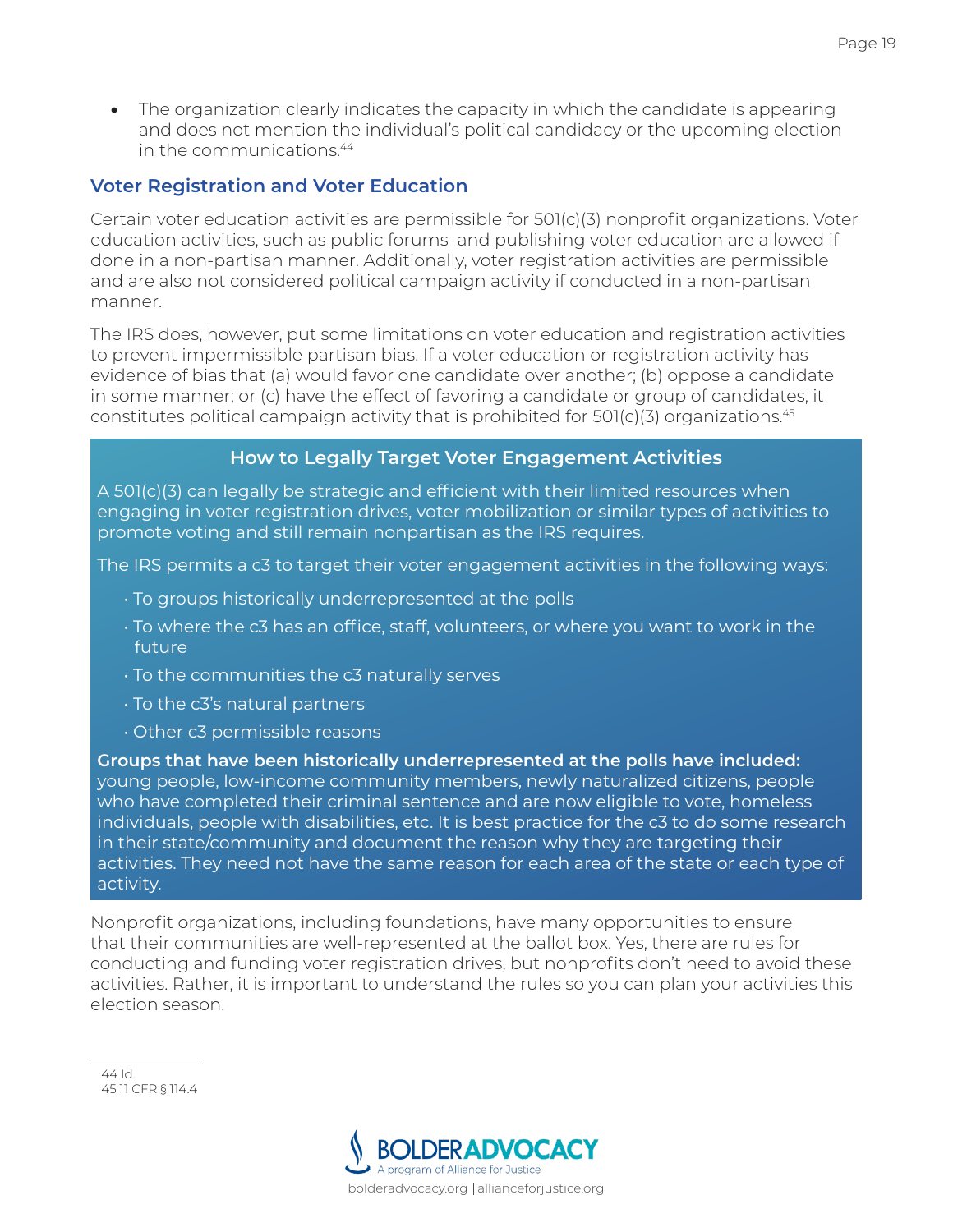- The organization clearly indicates the capacity in which the candidate is appearing and does not mention the individual's political candidacy or the upcoming election in the communications.[44]

## Voter Registration and Voter Education

Certain voter education activities are permissible for 501(c)(3) nonprofit organizations. Voter education activities, such as public forums and publishing voter education are allowed if done in a non-partisan manner. Additionally, voter registration activities are permissible and are also not considered political campaign activity if conducted in a non-partisan manner.

The IRS does, however, put some limitations on voter education and registration activities to prevent impermissible partisan bias. If a voter education or registration activity has evidence of bias that (a) would favor one candidate over another; (b) oppose a candidate in some manner; or (c) have the effect of favoring a candidate or group of candidates, it constitutes political campaign activity that is prohibited for 501(c)(3) organizations.[45]

### How to Legally Target Voter Engagement Activities

A 501(c)(3) can legally be strategic and efficient with their limited resources when engaging in voter registration drives, voter mobilization or similar types of activities to promote voting and still remain nonpartisan as the IRS requires.

The IRS permits a c3 to target their voter engagement activities in the following ways:

- To groups historically underrepresented at the polls
- To where the c3 has an office, staff, volunteers, or where you want to work in the future
- To the communities the c3 naturally serves
- To the c3's natural partners
- Other c3 permissible reasons

**Groups that have been historically underrepresented at the polls have included:** young people, low-income community members, newly naturalized citizens, people who have completed their criminal sentence and are now eligible to vote, homeless individuals, people with disabilities, etc. It is best practice for the c3 to do some research in their state/community and document the reason why they are targeting their activities. They need not have the same reason for each area of the state or each type of activity.

Nonprofit organizations, including foundations, have many opportunities to ensure that their communities are well-represented at the ballot box. Yes, there are rules for conducting and funding voter registration drives, but nonprofits don't need to avoid these activities. Rather, it is important to understand the rules so you can plan your activities this election season.

---

44 Id.

45 11 CFR § 114.4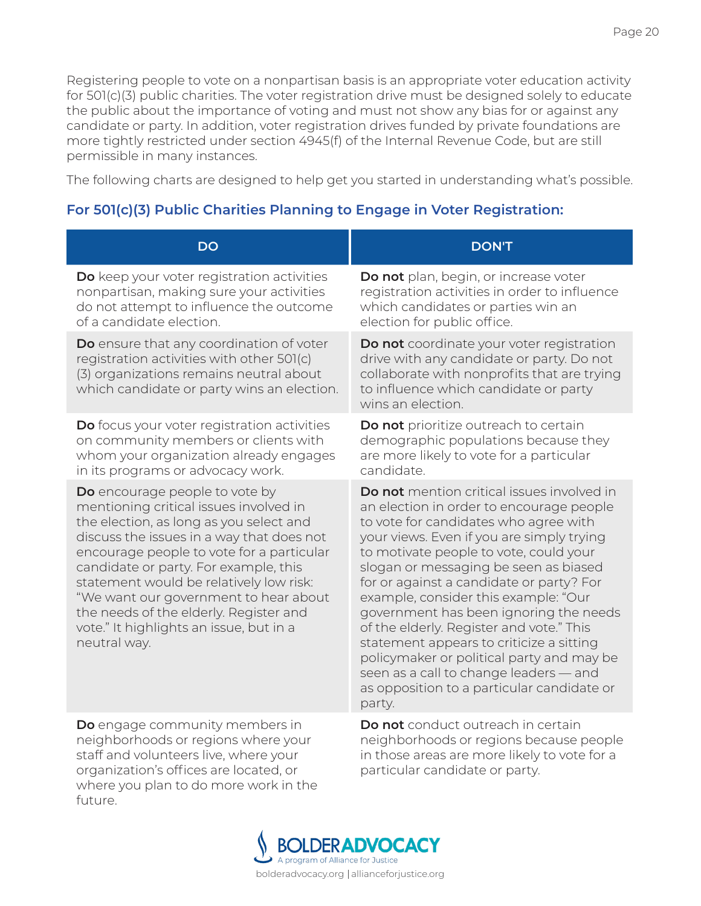Registering people to vote on a nonpartisan basis is an appropriate voter education activity for 501(c)(3) public charities. The voter registration drive must be designed solely to educate the public about the importance of voting and must not show any bias for or against any candidate or party. In addition, voter registration drives funded by private foundations are more tightly restricted under section 4945(f) of the Internal Revenue Code, but are still permissible in many instances.

The following charts are designed to help get you started in understanding what's possible.

### For 501(c)(3) Public Charities Planning to Engage in Voter Registration:

| DO | DON'T |
|---|---|
| **Do** keep your voter registration activities nonpartisan, making sure your activities do not attempt to influence the outcome of a candidate election. | **Do not** plan, begin, or increase voter registration activities in order to influence which candidates or parties win an election for public office. |
| **Do** ensure that any coordination of voter registration activities with other 501(c)(3) organizations remains neutral about which candidate or party wins an election. | **Do not** coordinate your voter registration drive with any candidate or party. Do not collaborate with nonprofits that are trying to influence which candidate or party wins an election. |
| **Do** focus your voter registration activities on community members or clients with whom your organization already engages in its programs or advocacy work. | **Do not** prioritize outreach to certain demographic populations because they are more likely to vote for a particular candidate. |
| **Do** encourage people to vote by mentioning critical issues involved in the election, as long as you select and discuss the issues in a way that does not encourage people to vote for a particular candidate or party. For example, this statement would be relatively low risk: "We want our government to hear about the needs of the elderly. Register and vote." It highlights an issue, but in a neutral way. | **Do not** mention critical issues involved in an election in order to encourage people to vote for candidates who agree with your views. Even if you are simply trying to motivate people to vote, could your slogan or messaging be seen as biased for or against a candidate or party? For example, consider this example: "Our government has been ignoring the needs of the elderly. Register and vote." This statement appears to criticize a sitting policymaker or political party and may be seen as a call to change leaders — and as opposition to a particular candidate or party. |
| **Do** engage community members in neighborhoods or regions where your staff and volunteers live, where your organization's offices are located, or where you plan to do more work in the future. | **Do not** conduct outreach in certain neighborhoods or regions because people in those areas are more likely to vote for a particular candidate or party. |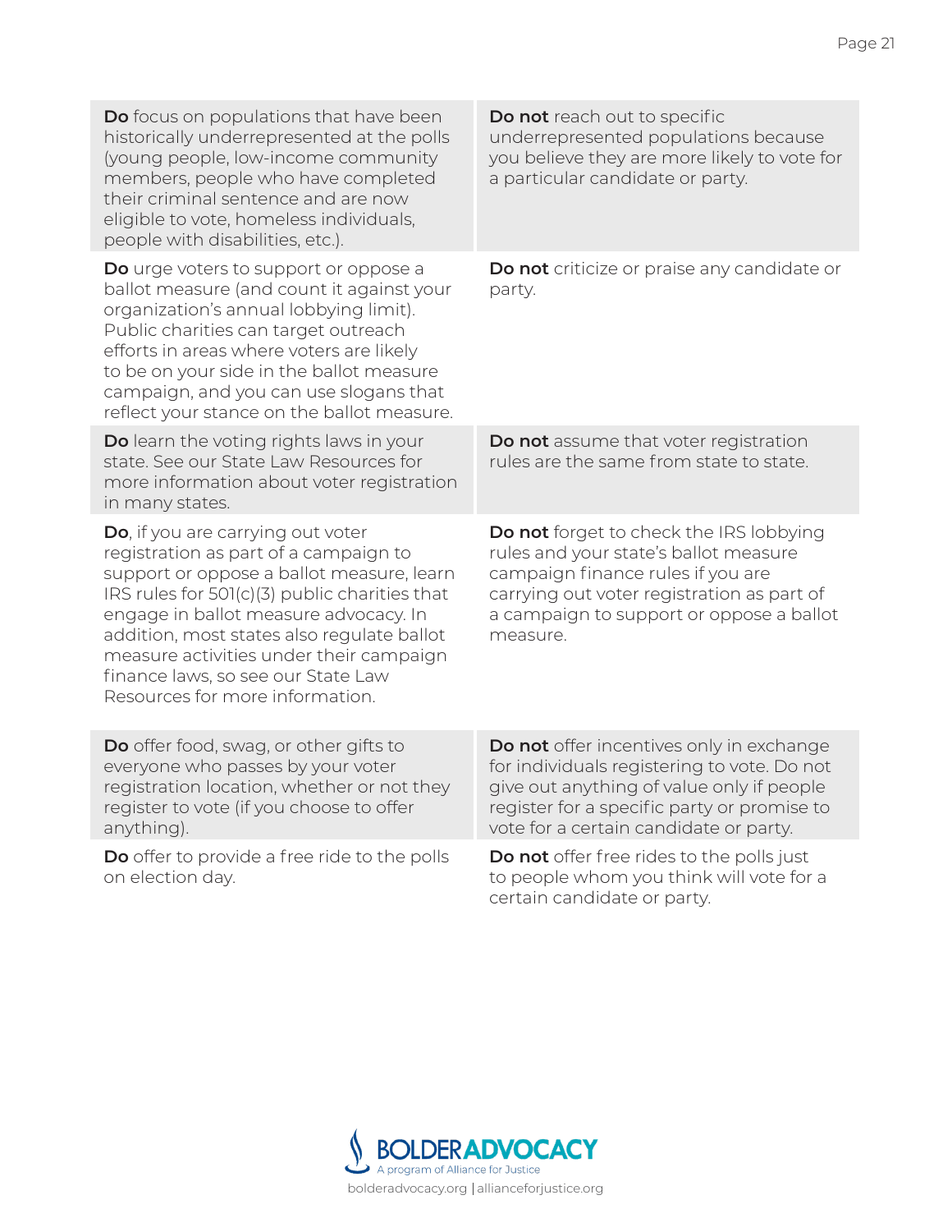| | |
|---|---|
| **Do** focus on populations that have been historically underrepresented at the polls (young people, low-income community members, people who have completed their criminal sentence and are now eligible to vote, homeless individuals, people with disabilities, etc.). | **Do not** reach out to specific underrepresented populations because you believe they are more likely to vote for a particular candidate or party. |
| **Do** urge voters to support or oppose a ballot measure (and count it against your organization's annual lobbying limit). Public charities can target outreach efforts in areas where voters are likely to be on your side in the ballot measure campaign, and you can use slogans that reflect your stance on the ballot measure. | **Do not** criticize or praise any candidate or party. |
| **Do** learn the voting rights laws in your state. See our State Law Resources for more information about voter registration in many states. | **Do not** assume that voter registration rules are the same from state to state. |
| **Do**, if you are carrying out voter registration as part of a campaign to support or oppose a ballot measure, learn IRS rules for 501(c)(3) public charities that engage in ballot measure advocacy. In addition, most states also regulate ballot measure activities under their campaign finance laws, so see our State Law Resources for more information. | **Do not** forget to check the IRS lobbying rules and your state's ballot measure campaign finance rules if you are carrying out voter registration as part of a campaign to support or oppose a ballot measure. |
| **Do** offer food, swag, or other gifts to everyone who passes by your voter registration location, whether or not they register to vote (if you choose to offer anything). | **Do not** offer incentives only in exchange for individuals registering to vote. Do not give out anything of value only if people register for a specific party or promise to vote for a certain candidate or party. |
| **Do** offer to provide a free ride to the polls on election day. | **Do not** offer free rides to the polls just to people whom you think will vote for a certain candidate or party. |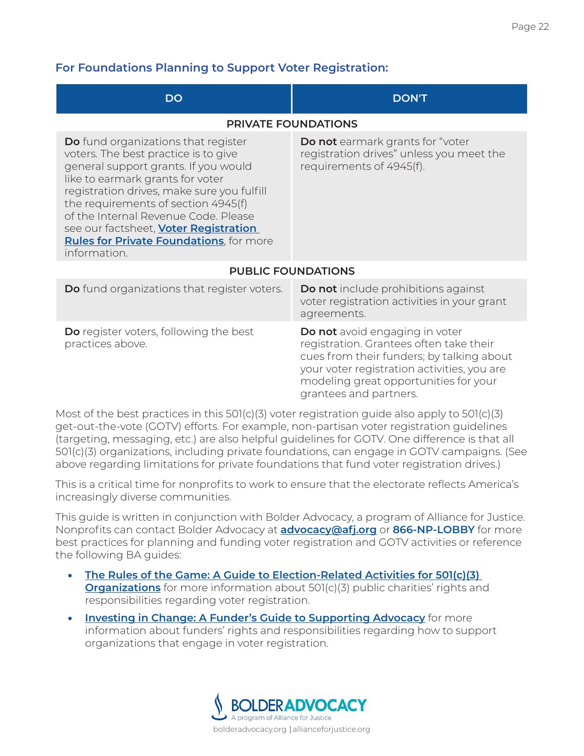### For Foundations Planning to Support Voter Registration:

| DO | DON'T |
|---|---|
| **PRIVATE FOUNDATIONS** | |
| **Do** fund organizations that register voters. The best practice is to give general support grants. If you would like to earmark grants for voter registration drives, make sure you fulfill the requirements of section 4945(f) of the Internal Revenue Code. Please see our factsheet, **Voter Registration Rules for Private Foundations**, for more information. | **Do not** earmark grants for "voter registration drives" unless you meet the requirements of 4945(f). |
| **PUBLIC FOUNDATIONS** | |
| **Do** fund organizations that register voters. | **Do not** include prohibitions against voter registration activities in your grant agreements. |
| **Do** register voters, following the best practices above. | **Do not** avoid engaging in voter registration. Grantees often take their cues from their funders; by talking about your voter registration activities, you are modeling great opportunities for your grantees and partners. |

Most of the best practices in this 501(c)(3) voter registration guide also apply to 501(c)(3) get-out-the-vote (GOTV) efforts. For example, non-partisan voter registration guidelines (targeting, messaging, etc.) are also helpful guidelines for GOTV. One difference is that all 501(c)(3) organizations, including private foundations, can engage in GOTV campaigns. (See above regarding limitations for private foundations that fund voter registration drives.)

This is a critical time for nonprofits to work to ensure that the electorate reflects America's increasingly diverse communities.

This guide is written in conjunction with Bolder Advocacy, a program of Alliance for Justice. Nonprofits can contact Bolder Advocacy at **advocacy@afj.org** or **866-NP-LOBBY** for more best practices for planning and funding voter registration and GOTV activities or reference the following BA guides:

- **The Rules of the Game: A Guide to Election-Related Activities for 501(c)(3) Organizations** for more information about 501(c)(3) public charities' rights and responsibilities regarding voter registration.
- **Investing in Change: A Funder's Guide to Supporting Advocacy** for more information about funders' rights and responsibilities regarding how to support organizations that engage in voter registration.

BOLDERADVOCACY
A program of Alliance for Justice
bolderadvocacy.org | allianceforjustice.org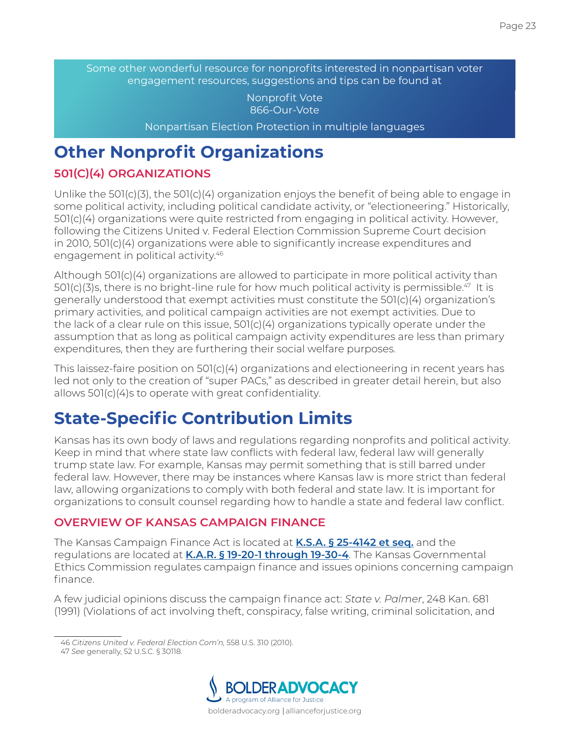Some other wonderful resource for nonprofits interested in nonpartisan voter engagement resources, suggestions and tips can be found at

Nonprofit Vote
866-Our-Vote

Nonpartisan Election Protection in multiple languages

# Other Nonprofit Organizations

### 501(C)(4) ORGANIZATIONS

Unlike the 501(c)(3), the 501(c)(4) organization enjoys the benefit of being able to engage in some political activity, including political candidate activity, or "electioneering." Historically, 501(c)(4) organizations were quite restricted from engaging in political activity. However, following the Citizens United v. Federal Election Commission Supreme Court decision in 2010, 501(c)(4) organizations were able to significantly increase expenditures and engagement in political activity.[46]

Although 501(c)(4) organizations are allowed to participate in more political activity than 501(c)(3)s, there is no bright-line rule for how much political activity is permissible.[47] It is generally understood that exempt activities must constitute the 501(c)(4) organization's primary activities, and political campaign activities are not exempt activities. Due to the lack of a clear rule on this issue, 501(c)(4) organizations typically operate under the assumption that as long as political campaign activity expenditures are less than primary expenditures, then they are furthering their social welfare purposes.

This laissez-faire position on 501(c)(4) organizations and electioneering in recent years has led not only to the creation of "super PACs," as described in greater detail herein, but also allows 501(c)(4)s to operate with great confidentiality.

# State-Specific Contribution Limits

Kansas has its own body of laws and regulations regarding nonprofits and political activity. Keep in mind that where state law conflicts with federal law, federal law will generally trump state law. For example, Kansas may permit something that is still barred under federal law. However, there may be instances where Kansas law is more strict than federal law, allowing organizations to comply with both federal and state law. It is important for organizations to consult counsel regarding how to handle a state and federal law conflict.

### OVERVIEW OF KANSAS CAMPAIGN FINANCE

The Kansas Campaign Finance Act is located at **K.S.A. § 25-4142 et seq.** and the regulations are located at **K.A.R. § 19-20-1 through 19-30-4**. The Kansas Governmental Ethics Commission regulates campaign finance and issues opinions concerning campaign finance.

A few judicial opinions discuss the campaign finance act: *State v. Palmer*, 248 Kan. 681 (1991) (Violations of act involving theft, conspiracy, false writing, criminal solicitation, and

---

46 *Citizens United v. Federal Election Com'n,* 558 U.S. 310 (2010).
47 *See* generally, 52 U.S.C. § 30118.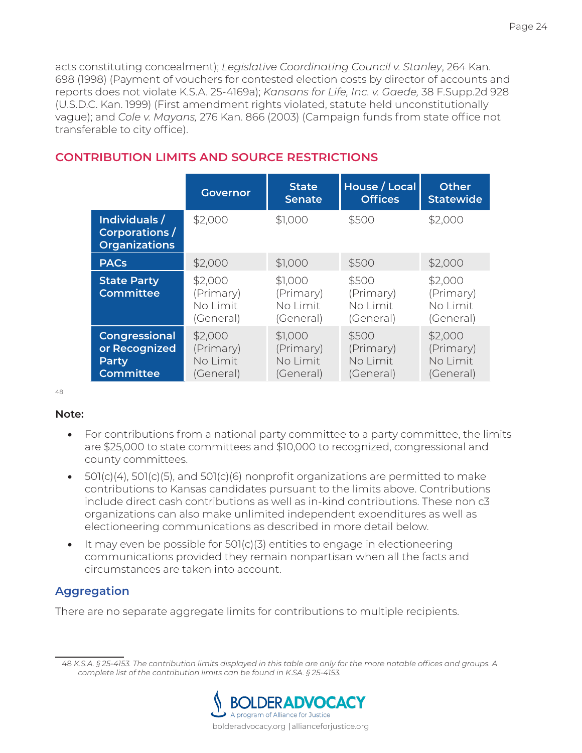acts constituting concealment); *Legislative Coordinating Council v. Stanley*, 264 Kan. 698 (1998) (Payment of vouchers for contested election costs by director of accounts and reports does not violate K.S.A. 25-4169a); *Kansans for Life, Inc. v. Gaede,* 38 F.Supp.2d 928 (U.S.D.C. Kan. 1999) (First amendment rights violated, statute held unconstitutionally vague); and *Cole v. Mayans,* 276 Kan. 866 (2003) (Campaign funds from state office not transferable to city office).

## CONTRIBUTION LIMITS AND SOURCE RESTRICTIONS

| | Governor | State Senate | House / Local Offices | Other Statewide |
|---|---|---|---|---|
| **Individuals / Corporations / Organizations** | $2,000 | $1,000 | $500 | $2,000 |
| **PACs** | $2,000 | $1,000 | $500 | $2,000 |
| **State Party Committee** | $2,000 (Primary) No Limit (General) | $1,000 (Primary) No Limit (General) | $500 (Primary) No Limit (General) | $2,000 (Primary) No Limit (General) |
| **Congressional or Recognized Party Committee** | $2,000 (Primary) No Limit (General) | $1,000 (Primary) No Limit (General) | $500 (Primary) No Limit (General) | $2,000 (Primary) No Limit (General) |

[48]

**Note:**

- For contributions from a national party committee to a party committee, the limits are $25,000 to state committees and $10,000 to recognized, congressional and county committees.
- 501(c)(4), 501(c)(5), and 501(c)(6) nonprofit organizations are permitted to make contributions to Kansas candidates pursuant to the limits above. Contributions include direct cash contributions as well as in-kind contributions. These non c3 organizations can also make unlimited independent expenditures as well as electioneering communications as described in more detail below.
- It may even be possible for 501(c)(3) entities to engage in electioneering communications provided they remain nonpartisan when all the facts and circumstances are taken into account.

### Aggregation

There are no separate aggregate limits for contributions to multiple recipients.

---

48 *K.S.A. § 25-4153. The contribution limits displayed in this table are only for the more notable offices and groups. A complete list of the contribution limits can be found in K.SA. § 25-4153.*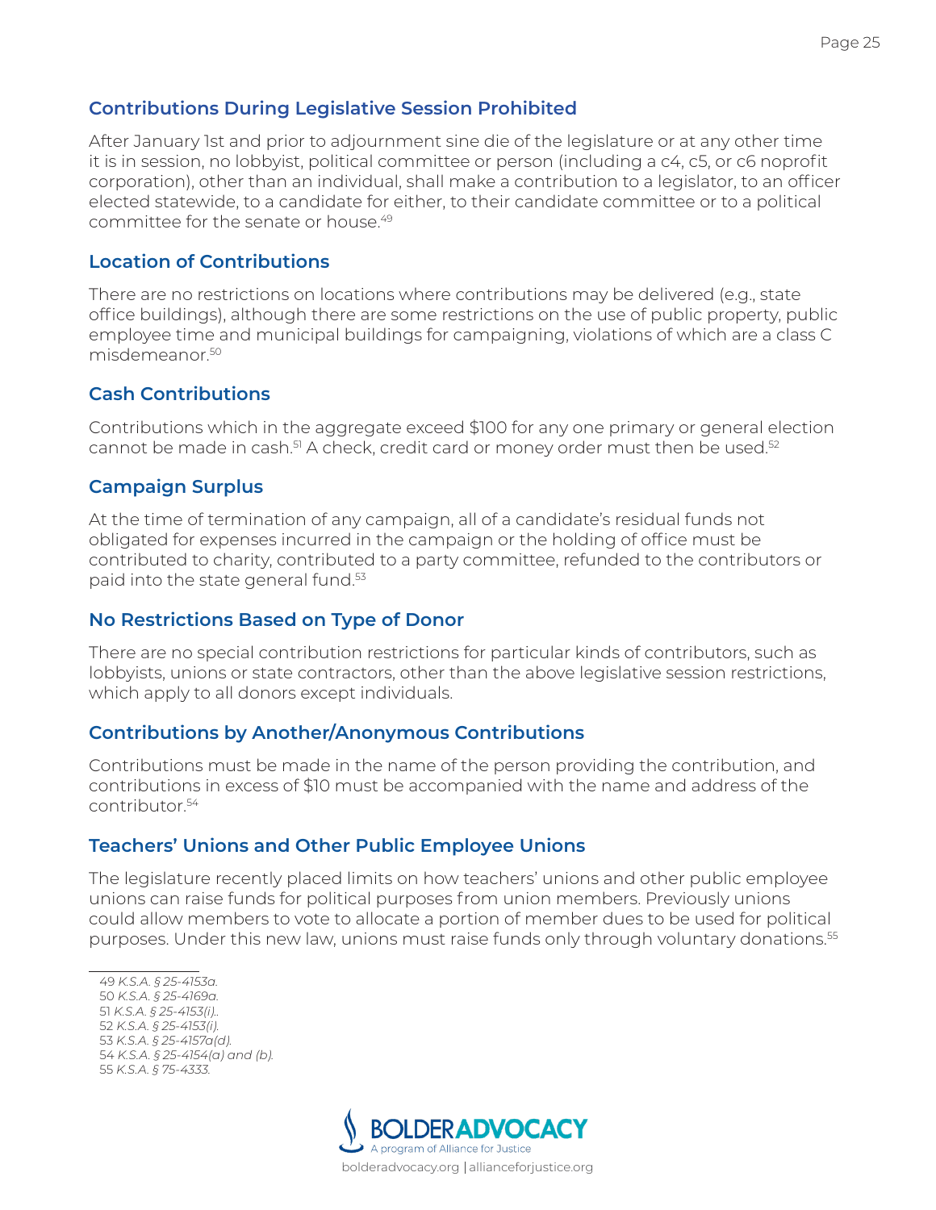### Contributions During Legislative Session Prohibited

After January 1st and prior to adjournment sine die of the legislature or at any other time it is in session, no lobbyist, political committee or person (including a c4, c5, or c6 noprofit corporation), other than an individual, shall make a contribution to a legislator, to an officer elected statewide, to a candidate for either, to their candidate committee or to a political committee for the senate or house.[49]

### Location of Contributions

There are no restrictions on locations where contributions may be delivered (e.g., state office buildings), although there are some restrictions on the use of public property, public employee time and municipal buildings for campaigning, violations of which are a class C misdemeanor.[50]

### Cash Contributions

Contributions which in the aggregate exceed $100 for any one primary or general election cannot be made in cash.[51] A check, credit card or money order must then be used.[52]

### Campaign Surplus

At the time of termination of any campaign, all of a candidate's residual funds not obligated for expenses incurred in the campaign or the holding of office must be contributed to charity, contributed to a party committee, refunded to the contributors or paid into the state general fund.[53]

### No Restrictions Based on Type of Donor

There are no special contribution restrictions for particular kinds of contributors, such as lobbyists, unions or state contractors, other than the above legislative session restrictions, which apply to all donors except individuals.

### Contributions by Another/Anonymous Contributions

Contributions must be made in the name of the person providing the contribution, and contributions in excess of $10 must be accompanied with the name and address of the contributor.[54]

### Teachers' Unions and Other Public Employee Unions

The legislature recently placed limits on how teachers' unions and other public employee unions can raise funds for political purposes from union members. Previously unions could allow members to vote to allocate a portion of member dues to be used for political purposes. Under this new law, unions must raise funds only through voluntary donations.[55]

---

49 *K.S.A. § 25-4153a.*
50 *K.S.A. § 25-4169a.*
51 *K.S.A. § 25-4153(i)..*
52 *K.S.A. § 25-4153(i).*
53 *K.S.A. § 25-4157a(d).*
54 *K.S.A. § 25-4154(a) and (b).*
55 *K.S.A. § 75-4333.*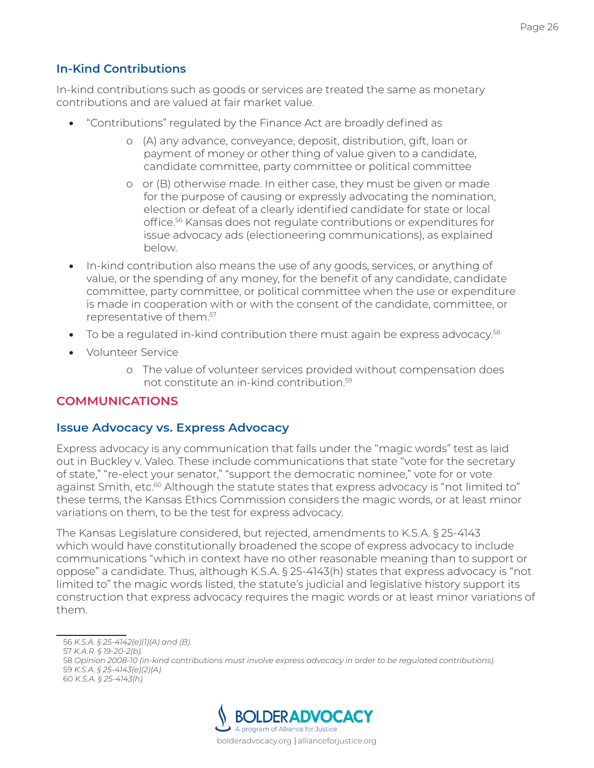## In-Kind Contributions

In-kind contributions such as goods or services are treated the same as monetary contributions and are valued at fair market value.

- "Contributions" regulated by the Finance Act are broadly defined as
  - (A) any advance, conveyance, deposit, distribution, gift, loan or payment of money or other thing of value given to a candidate, candidate committee, party committee or political committee
  - or (B) otherwise made. In either case, they must be given or made for the purpose of causing or expressly advocating the nomination, election or defeat of a clearly identified candidate for state or local office.[56] Kansas does not regulate contributions or expenditures for issue advocacy ads (electioneering communications), as explained below.
- In-kind contribution also means the use of any goods, services, or anything of value, or the spending of any money, for the benefit of any candidate, candidate committee, party committee, or political committee when the use or expenditure is made in cooperation with or with the consent of the candidate, committee, or representative of them.[57]
- To be a regulated in-kind contribution there must again be express advocacy.[58]
- Volunteer Service
  - The value of volunteer services provided without compensation does not constitute an in-kind contribution.[59]

# COMMUNICATIONS

## Issue Advocacy vs. Express Advocacy

Express advocacy is any communication that falls under the "magic words" test as laid out in Buckley v. Valeo. These include communications that state "vote for the secretary of state," "re-elect your senator," "support the democratic nominee," vote for or vote against Smith, etc.[60] Although the statute states that express advocacy is "not limited to" these terms, the Kansas Ethics Commission considers the magic words, or at least minor variations on them, to be the test for express advocacy.

The Kansas Legislature considered, but rejected, amendments to K.S.A. § 25-4143 which would have constitutionally broadened the scope of express advocacy to include communications "which in context have no other reasonable meaning than to support or oppose" a candidate. Thus, although K.S.A. § 25-4143(h) states that express advocacy is "not limited to" the magic words listed, the statute's judicial and legislative history support its construction that express advocacy requires the magic words or at least minor variations of them.

---

56 *K.S.A. § 25-4142(e)(1)(A) and (B).*

57 *K.A.R. § 19-20-2(b).*

58 *Opinion 2008-10 (in-kind contributions must involve express advocacy in order to be regulated contributions).*

59 *K.S.A. § 25-4143(e)(2)(A).*

60 *K.S.A. § 25-4143(h).*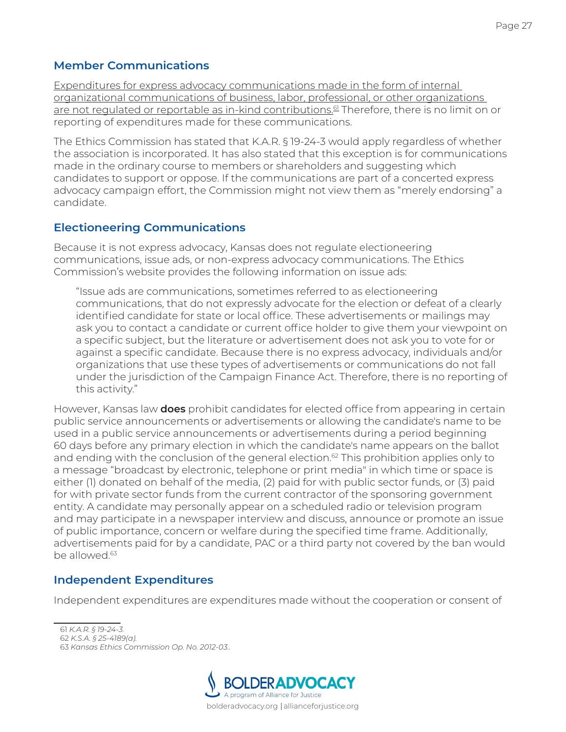## Member Communications

Expenditures for express advocacy communications made in the form of internal organizational communications of business, labor, professional, or other organizations are not regulated or reportable as in-kind contributions.[61] Therefore, there is no limit on or reporting of expenditures made for these communications.

The Ethics Commission has stated that K.A.R. § 19-24-3 would apply regardless of whether the association is incorporated. It has also stated that this exception is for communications made in the ordinary course to members or shareholders and suggesting which candidates to support or oppose. If the communications are part of a concerted express advocacy campaign effort, the Commission might not view them as "merely endorsing" a candidate.

## Electioneering Communications

Because it is not express advocacy, Kansas does not regulate electioneering communications, issue ads, or non-express advocacy communications. The Ethics Commission's website provides the following information on issue ads:

> "Issue ads are communications, sometimes referred to as electioneering communications, that do not expressly advocate for the election or defeat of a clearly identified candidate for state or local office. These advertisements or mailings may ask you to contact a candidate or current office holder to give them your viewpoint on a specific subject, but the literature or advertisement does not ask you to vote for or against a specific candidate. Because there is no express advocacy, individuals and/or organizations that use these types of advertisements or communications do not fall under the jurisdiction of the Campaign Finance Act. Therefore, there is no reporting of this activity."

However, Kansas law **does** prohibit candidates for elected office from appearing in certain public service announcements or advertisements or allowing the candidate's name to be used in a public service announcements or advertisements during a period beginning 60 days before any primary election in which the candidate's name appears on the ballot and ending with the conclusion of the general election.[62] This prohibition applies only to a message "broadcast by electronic, telephone or print media" in which time or space is either (1) donated on behalf of the media, (2) paid for with public sector funds, or (3) paid for with private sector funds from the current contractor of the sponsoring government entity. A candidate may personally appear on a scheduled radio or television program and may participate in a newspaper interview and discuss, announce or promote an issue of public importance, concern or welfare during the specified time frame. Additionally, advertisements paid for by a candidate, PAC or a third party not covered by the ban would be allowed.[63]

## Independent Expenditures

Independent expenditures are expenditures made without the cooperation or consent of

---

61 *K.A.R. § 19-24-3.*
62 *K.S.A. § 25-4189(a).*
63 *Kansas Ethics Commission Op. No. 2012-03..*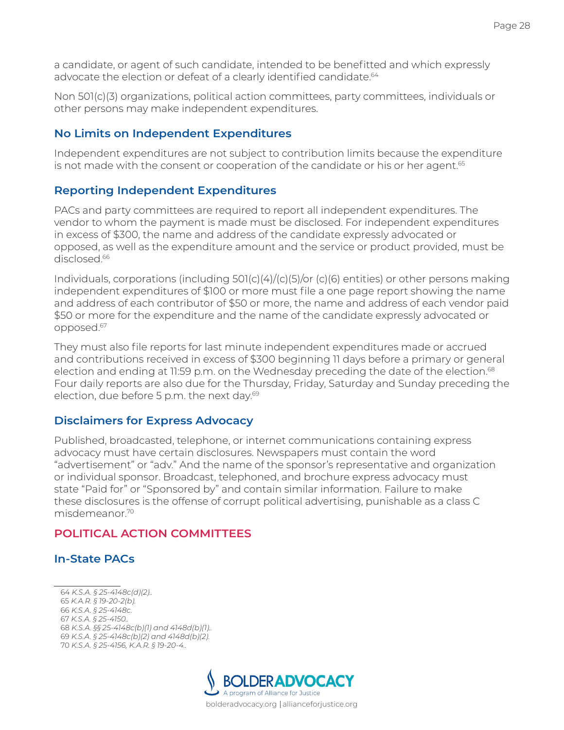a candidate, or agent of such candidate, intended to be benefitted and which expressly advocate the election or defeat of a clearly identified candidate.[64]

Non 501(c)(3) organizations, political action committees, party committees, individuals or other persons may make independent expenditures.

### No Limits on Independent Expenditures

Independent expenditures are not subject to contribution limits because the expenditure is not made with the consent or cooperation of the candidate or his or her agent.[65]

### Reporting Independent Expenditures

PACs and party committees are required to report all independent expenditures. The vendor to whom the payment is made must be disclosed. For independent expenditures in excess of $300, the name and address of the candidate expressly advocated or opposed, as well as the expenditure amount and the service or product provided, must be disclosed.[66]

Individuals, corporations (including 501(c)(4)/(c)(5)/or (c)(6) entities) or other persons making independent expenditures of $100 or more must file a one page report showing the name and address of each contributor of $50 or more, the name and address of each vendor paid $50 or more for the expenditure and the name of the candidate expressly advocated or opposed.[67]

They must also file reports for last minute independent expenditures made or accrued and contributions received in excess of $300 beginning 11 days before a primary or general election and ending at 11:59 p.m. on the Wednesday preceding the date of the election.[68] Four daily reports are also due for the Thursday, Friday, Saturday and Sunday preceding the election, due before 5 p.m. the next day.[69]

### Disclaimers for Express Advocacy

Published, broadcasted, telephone, or internet communications containing express advocacy must have certain disclosures. Newspapers must contain the word "advertisement" or "adv." And the name of the sponsor's representative and organization or individual sponsor. Broadcast, telephoned, and brochure express advocacy must state "Paid for" or "Sponsored by" and contain similar information. Failure to make these disclosures is the offense of corrupt political advertising, punishable as a class C misdemeanor.[70]

## POLITICAL ACTION COMMITTEES

### In-State PACs

64 *K.S.A. § 25-4148c(d)(2)..*
65 *K.A.R. § 19-20-2(b).*
66 *K.S.A. § 25-4148c.*
67 *K.S.A. § 25-4150..*
68 *K.S.A. §§ 25-4148c(b)(1) and 4148d(b)(1)..*
69 *K.S.A. § 25-4148c(b)(2) and 4148d(b)(2).*
70 *K.S.A. § 25-4156, K.A.R. § 19-20-4..*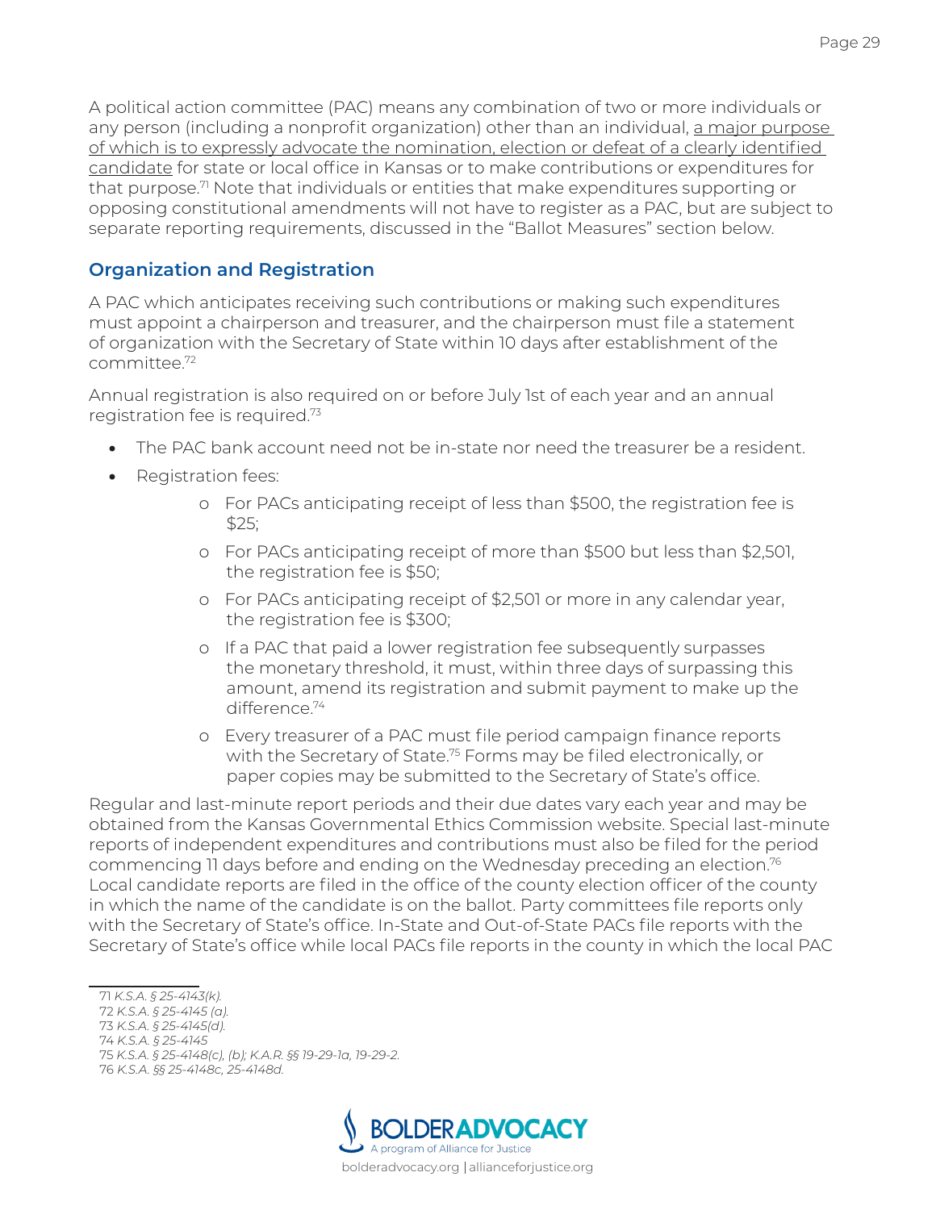A political action committee (PAC) means any combination of two or more individuals or any person (including a nonprofit organization) other than an individual, <u>a major purpose of which is to expressly advocate the nomination, election or defeat of a clearly identified candidate</u> for state or local office in Kansas or to make contributions or expenditures for that purpose.[71] Note that individuals or entities that make expenditures supporting or opposing constitutional amendments will not have to register as a PAC, but are subject to separate reporting requirements, discussed in the "Ballot Measures" section below.

## Organization and Registration

A PAC which anticipates receiving such contributions or making such expenditures must appoint a chairperson and treasurer, and the chairperson must file a statement of organization with the Secretary of State within 10 days after establishment of the committee.[72]

Annual registration is also required on or before July 1st of each year and an annual registration fee is required.[73]

- The PAC bank account need not be in-state nor need the treasurer be a resident.
- Registration fees:
  - For PACs anticipating receipt of less than $500, the registration fee is $25;
  - For PACs anticipating receipt of more than $500 but less than $2,501, the registration fee is $50;
  - For PACs anticipating receipt of $2,501 or more in any calendar year, the registration fee is $300;
  - If a PAC that paid a lower registration fee subsequently surpasses the monetary threshold, it must, within three days of surpassing this amount, amend its registration and submit payment to make up the difference.[74]
  - Every treasurer of a PAC must file period campaign finance reports with the Secretary of State.[75] Forms may be filed electronically, or paper copies may be submitted to the Secretary of State's office.

Regular and last-minute report periods and their due dates vary each year and may be obtained from the Kansas Governmental Ethics Commission website. Special last-minute reports of independent expenditures and contributions must also be filed for the period commencing 11 days before and ending on the Wednesday preceding an election.[76] Local candidate reports are filed in the office of the county election officer of the county in which the name of the candidate is on the ballot. Party committees file reports only with the Secretary of State's office. In-State and Out-of-State PACs file reports with the Secretary of State's office while local PACs file reports in the county in which the local PAC

---

71 *K.S.A. § 25-4143(k).*
72 *K.S.A. § 25-4145 (a).*
73 *K.S.A. § 25-4145(d).*
74 *K.S.A. § 25-4145*
75 *K.S.A. § 25-4148(c), (b); K.A.R. §§ 19-29-1a, 19-29-2.*
76 *K.S.A. §§ 25-4148c, 25-4148d.*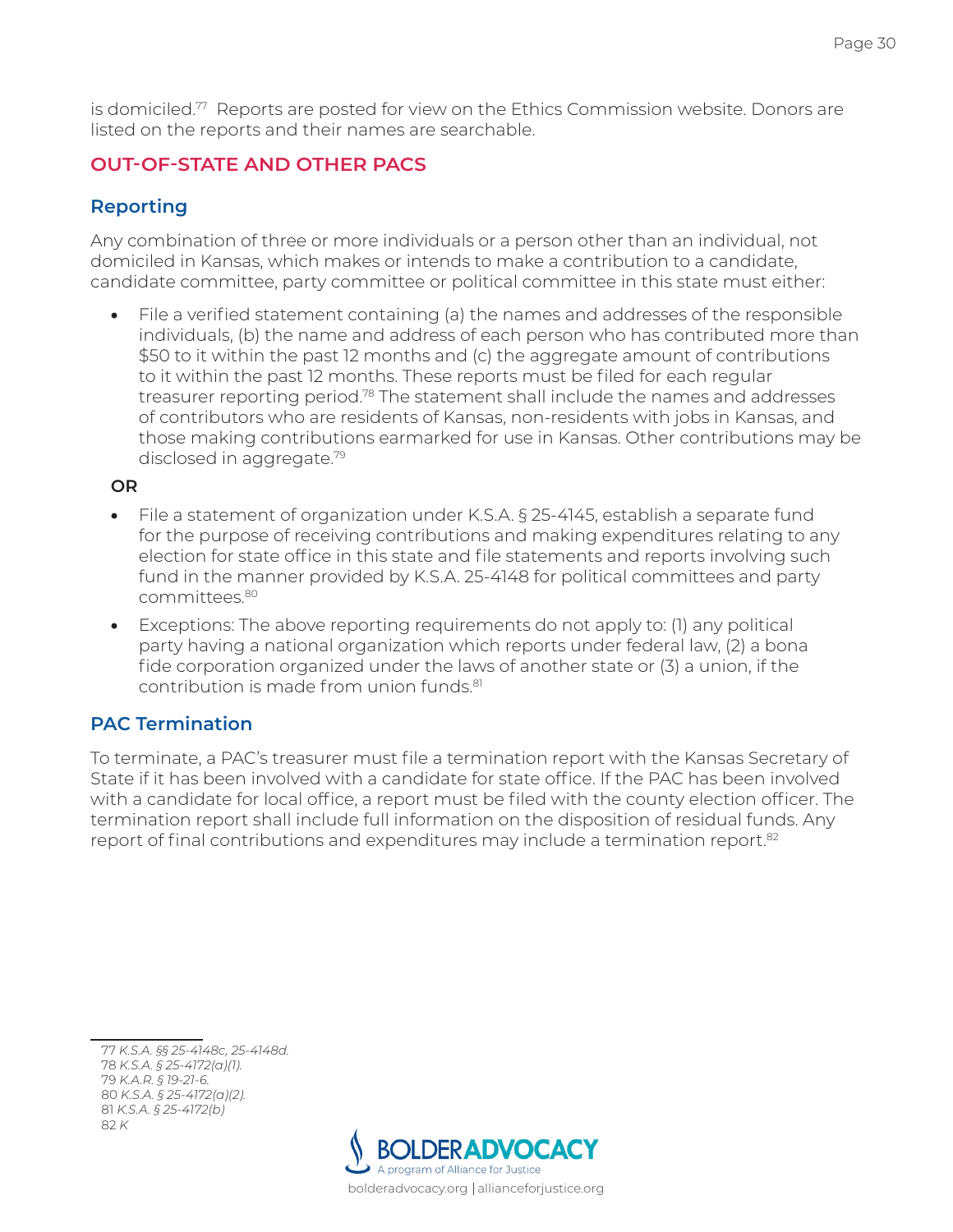is domiciled.[77] Reports are posted for view on the Ethics Commission website. Donors are listed on the reports and their names are searchable.

## OUT-OF-STATE AND OTHER PACS

### Reporting

Any combination of three or more individuals or a person other than an individual, not domiciled in Kansas, which makes or intends to make a contribution to a candidate, candidate committee, party committee or political committee in this state must either:

- File a verified statement containing (a) the names and addresses of the responsible individuals, (b) the name and address of each person who has contributed more than $50 to it within the past 12 months and (c) the aggregate amount of contributions to it within the past 12 months. These reports must be filed for each regular treasurer reporting period.[78] The statement shall include the names and addresses of contributors who are residents of Kansas, non-residents with jobs in Kansas, and those making contributions earmarked for use in Kansas. Other contributions may be disclosed in aggregate.[79]

**OR**

- File a statement of organization under K.S.A. § 25-4145, establish a separate fund for the purpose of receiving contributions and making expenditures relating to any election for state office in this state and file statements and reports involving such fund in the manner provided by K.S.A. 25-4148 for political committees and party committees.[80]
- Exceptions: The above reporting requirements do not apply to: (1) any political party having a national organization which reports under federal law, (2) a bona fide corporation organized under the laws of another state or (3) a union, if the contribution is made from union funds.[81]

### PAC Termination

To terminate, a PAC's treasurer must file a termination report with the Kansas Secretary of State if it has been involved with a candidate for state office. If the PAC has been involved with a candidate for local office, a report must be filed with the county election officer. The termination report shall include full information on the disposition of residual funds. Any report of final contributions and expenditures may include a termination report.[82]

---

77 *K.S.A. §§ 25-4148c, 25-4148d.*
78 *K.S.A. § 25-4172(a)(1).*
79 *K.A.R. § 19-21-6.*
80 *K.S.A. § 25-4172(a)(2).*
81 *K.S.A. § 25-4172(b)*
82 *K*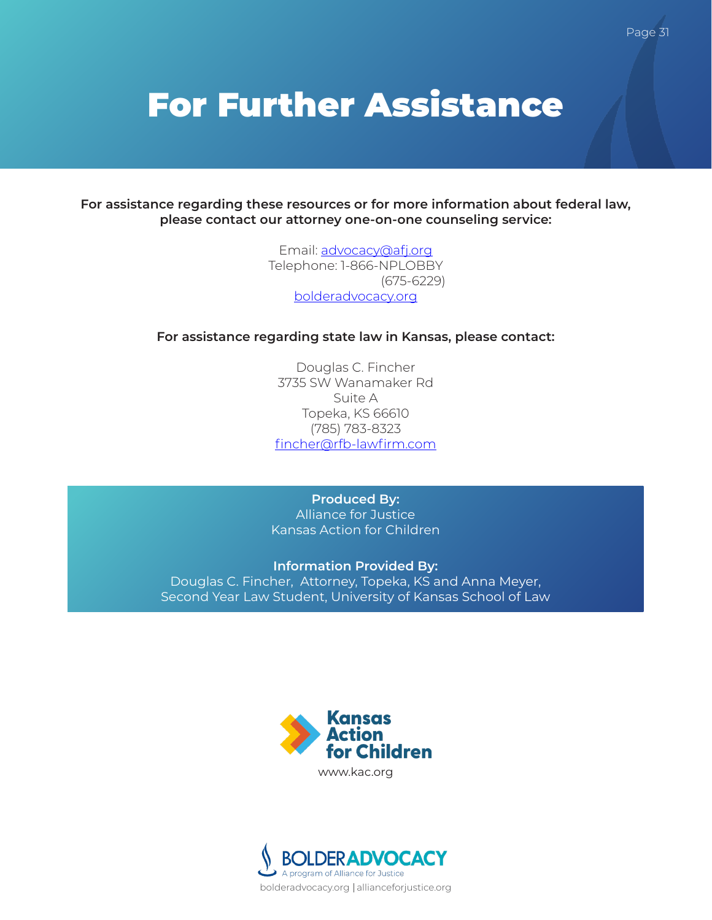# For Further Assistance

**For assistance regarding these resources or for more information about federal law, please contact our attorney one-on-one counseling service:**

Email: advocacy@afj.org
Telephone: 1-866-NPLOBBY
(675-6229)
bolderadvocacy.org

**For assistance regarding state law in Kansas, please contact:**

Douglas C. Fincher
3735 SW Wanamaker Rd
Suite A
Topeka, KS 66610
(785) 783-8323
fincher@rfb-lawfirm.com

**Produced By:**
Alliance for Justice
Kansas Action for Children

**Information Provided By:**
Douglas C. Fincher, Attorney, Topeka, KS and Anna Meyer, Second Year Law Student, University of Kansas School of Law

Kansas Action for Children
www.kac.org

BOLDERADVOCACY
A program of Alliance for Justice
bolderadvocacy.org | allianceforjustice.org